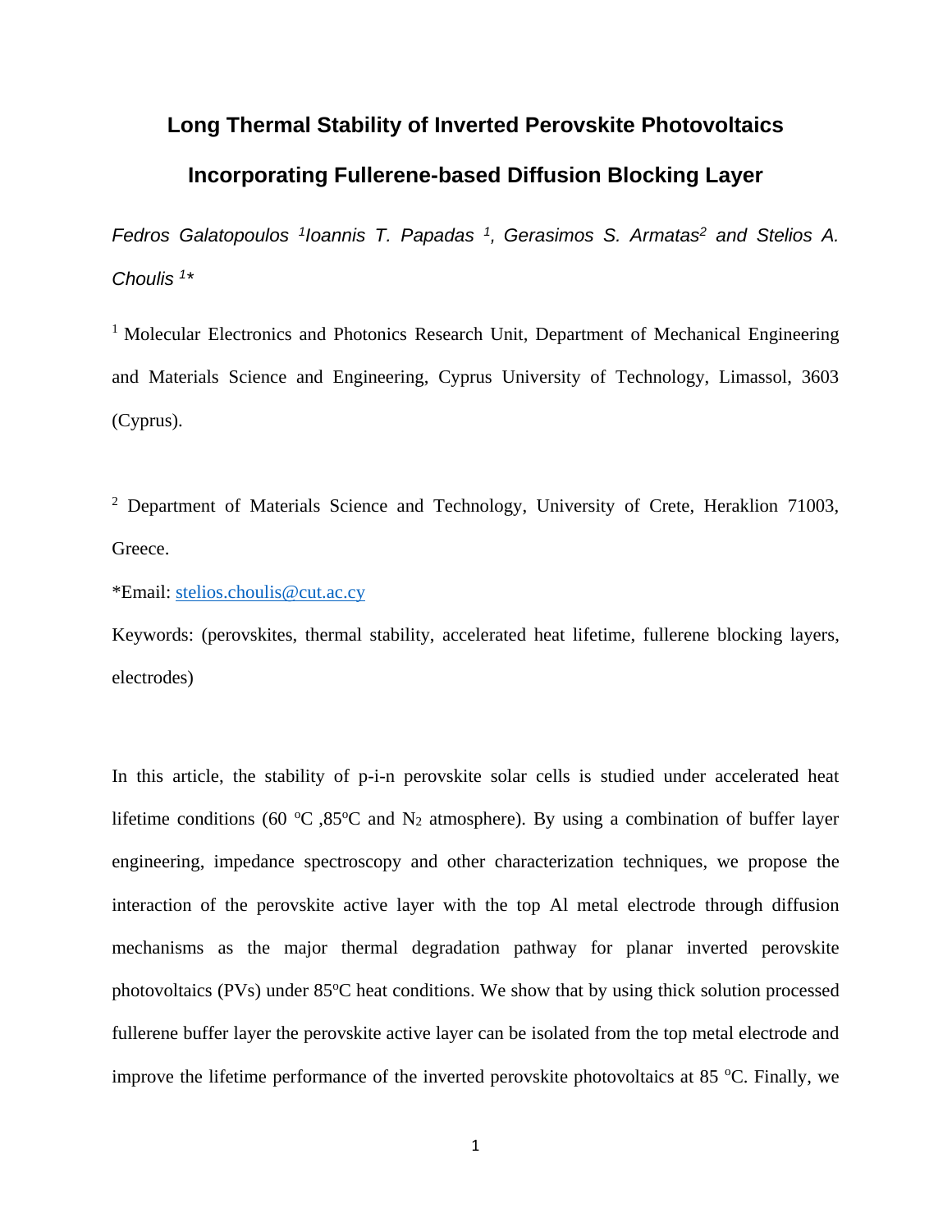# Long Thermal Stability of Inverted Perovskite Photovoltaics Incorporating Fullerene-based Diffusion Blocking Layer

*Fedros Galatopoulos [1]Ioannis T. Papadas [1], Gerasimos S. Armatas[2] and Stelios A. Choulis [1]**

[1] Molecular Electronics and Photonics Research Unit, Department of Mechanical Engineering and Materials Science and Engineering, Cyprus University of Technology, Limassol, 3603 (Cyprus).

[2] Department of Materials Science and Technology, University of Crete, Heraklion 71003, Greece.

*Email: stelios.choulis@cut.ac.cy

Keywords: (perovskites, thermal stability, accelerated heat lifetime, fullerene blocking layers, electrodes)

In this article, the stability of p-i-n perovskite solar cells is studied under accelerated heat lifetime conditions (60 ºC ,85ºC and $N_2$ atmosphere). By using a combination of buffer layer engineering, impedance spectroscopy and other characterization techniques, we propose the interaction of the perovskite active layer with the top Al metal electrode through diffusion mechanisms as the major thermal degradation pathway for planar inverted perovskite photovoltaics (PVs) under 85ºC heat conditions. We show that by using thick solution processed fullerene buffer layer the perovskite active layer can be isolated from the top metal electrode and improve the lifetime performance of the inverted perovskite photovoltaics at 85 ºC. Finally, we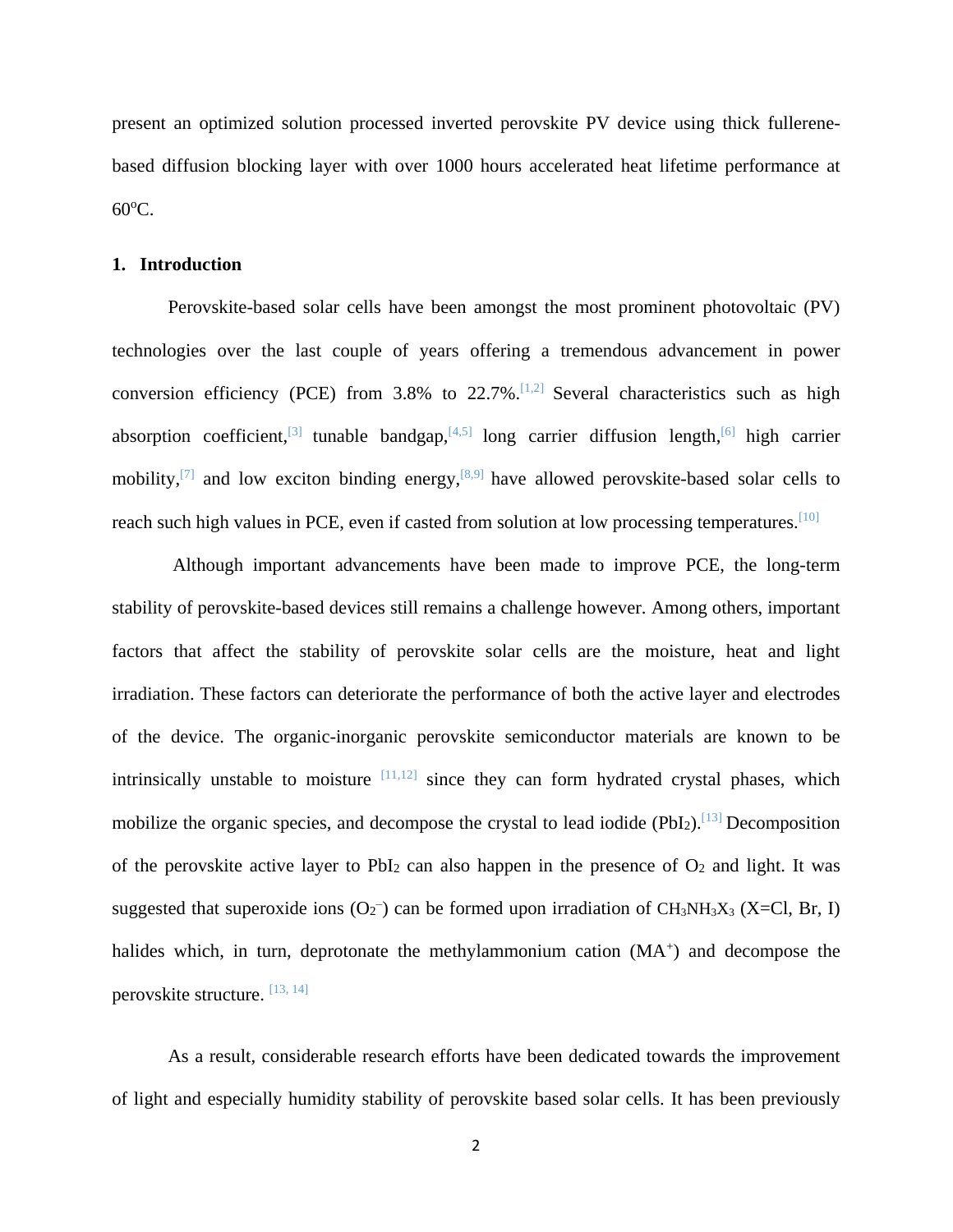present an optimized solution processed inverted perovskite PV device using thick fullerene-based diffusion blocking layer with over 1000 hours accelerated heat lifetime performance at 60°C.

## 1. Introduction

Perovskite-based solar cells have been amongst the most prominent photovoltaic (PV) technologies over the last couple of years offering a tremendous advancement in power conversion efficiency (PCE) from 3.8% to 22.7%.[1,2] Several characteristics such as high absorption coefficient,[3] tunable bandgap,[4,5] long carrier diffusion length,[6] high carrier mobility,[7] and low exciton binding energy,[8,9] have allowed perovskite-based solar cells to reach such high values in PCE, even if casted from solution at low processing temperatures.[10]

Although important advancements have been made to improve PCE, the long-term stability of perovskite-based devices still remains a challenge however. Among others, important factors that affect the stability of perovskite solar cells are the moisture, heat and light irradiation. These factors can deteriorate the performance of both the active layer and electrodes of the device. The organic-inorganic perovskite semiconductor materials are known to be intrinsically unstable to moisture [11,12] since they can form hydrated crystal phases, which mobilize the organic species, and decompose the crystal to lead iodide ($PbI_2$).[13] Decomposition of the perovskite active layer to $PbI_2$ can also happen in the presence of $O_2$ and light. It was suggested that superoxide ions ($O_2^-$) can be formed upon irradiation of $CH_3NH_3X_3$ (X=Cl, Br, I) halides which, in turn, deprotonate the methylammonium cation ($MA^+$) and decompose the perovskite structure. [13, 14]

As a result, considerable research efforts have been dedicated towards the improvement of light and especially humidity stability of perovskite based solar cells. It has been previously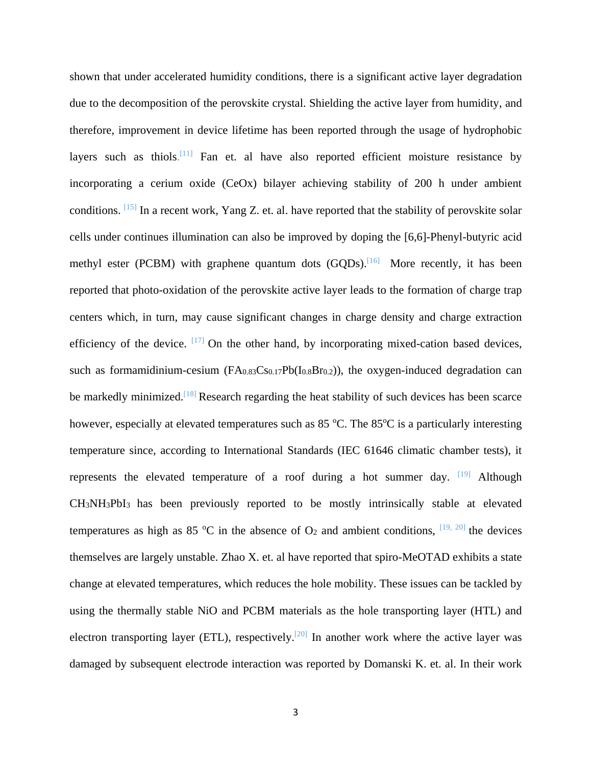shown that under accelerated humidity conditions, there is a significant active layer degradation due to the decomposition of the perovskite crystal. Shielding the active layer from humidity, and therefore, improvement in device lifetime has been reported through the usage of hydrophobic layers such as thiols.[11] Fan et. al have also reported efficient moisture resistance by incorporating a cerium oxide (CeOx) bilayer achieving stability of 200 h under ambient conditions. [15] In a recent work, Yang Z. et. al. have reported that the stability of perovskite solar cells under continues illumination can also be improved by doping the [6,6]-Phenyl-butyric acid methyl ester (PCBM) with graphene quantum dots (GQDs).[16] More recently, it has been reported that photo-oxidation of the perovskite active layer leads to the formation of charge trap centers which, in turn, may cause significant changes in charge density and charge extraction efficiency of the device. [17] On the other hand, by incorporating mixed-cation based devices, such as formamidinium-cesium ($FA_{0.83}Cs_{0.17}Pb(I_{0.8}Br_{0.2})$), the oxygen-induced degradation can be markedly minimized.[18] Research regarding the heat stability of such devices has been scarce however, especially at elevated temperatures such as 85 $^{o}$C. The 85$^{o}$C is a particularly interesting temperature since, according to International Standards (IEC 61646 climatic chamber tests), it represents the elevated temperature of a roof during a hot summer day. [19] Although $CH_3NH_3PbI_3$ has been previously reported to be mostly intrinsically stable at elevated temperatures as high as 85 $^{o}$C in the absence of $O_2$ and ambient conditions, [19, 20] the devices themselves are largely unstable. Zhao X. et. al have reported that spiro-MeOTAD exhibits a state change at elevated temperatures, which reduces the hole mobility. These issues can be tackled by using the thermally stable NiO and PCBM materials as the hole transporting layer (HTL) and electron transporting layer (ETL), respectively.[20] In another work where the active layer was damaged by subsequent electrode interaction was reported by Domanski K. et. al. In their work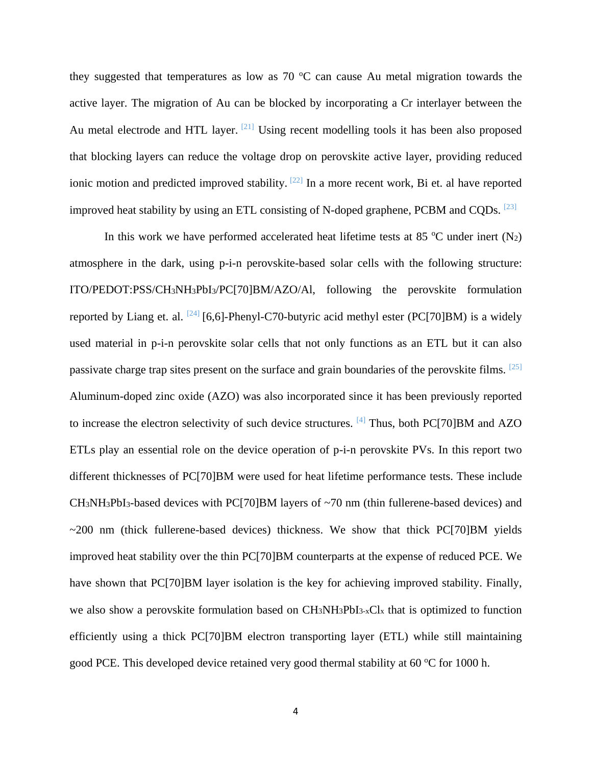they suggested that temperatures as low as 70 $^{o}$C can cause Au metal migration towards the active layer. The migration of Au can be blocked by incorporating a Cr interlayer between the Au metal electrode and HTL layer. [21] Using recent modelling tools it has been also proposed that blocking layers can reduce the voltage drop on perovskite active layer, providing reduced ionic motion and predicted improved stability. [22] In a more recent work, Bi et. al have reported improved heat stability by using an ETL consisting of N-doped graphene, PCBM and CQDs. [23]

In this work we have performed accelerated heat lifetime tests at 85 $^{o}$C under inert ($N_2$) atmosphere in the dark, using p-i-n perovskite-based solar cells with the following structure: ITO/PEDOT:PSS/$CH_3NH_3PbI_3$/PC[70]BM/AZO/Al, following the perovskite formulation reported by Liang et. al. [24] [6,6]-Phenyl-C70-butyric acid methyl ester (PC[70]BM) is a widely used material in p-i-n perovskite solar cells that not only functions as an ETL but it can also passivate charge trap sites present on the surface and grain boundaries of the perovskite films. [25] Aluminum-doped zinc oxide (AZO) was also incorporated since it has been previously reported to increase the electron selectivity of such device structures. [4] Thus, both PC[70]BM and AZO ETLs play an essential role on the device operation of p-i-n perovskite PVs. In this report two different thicknesses of PC[70]BM were used for heat lifetime performance tests. These include $CH_3NH_3PbI_3$-based devices with PC[70]BM layers of ~70 nm (thin fullerene-based devices) and ~200 nm (thick fullerene-based devices) thickness. We show that thick PC[70]BM yields improved heat stability over the thin PC[70]BM counterparts at the expense of reduced PCE. We have shown that PC[70]BM layer isolation is the key for achieving improved stability. Finally, we also show a perovskite formulation based on $CH_3NH_3PbI_{3-x}Cl_x$ that is optimized to function efficiently using a thick PC[70]BM electron transporting layer (ETL) while still maintaining good PCE. This developed device retained very good thermal stability at 60 $^{o}$C for 1000 h.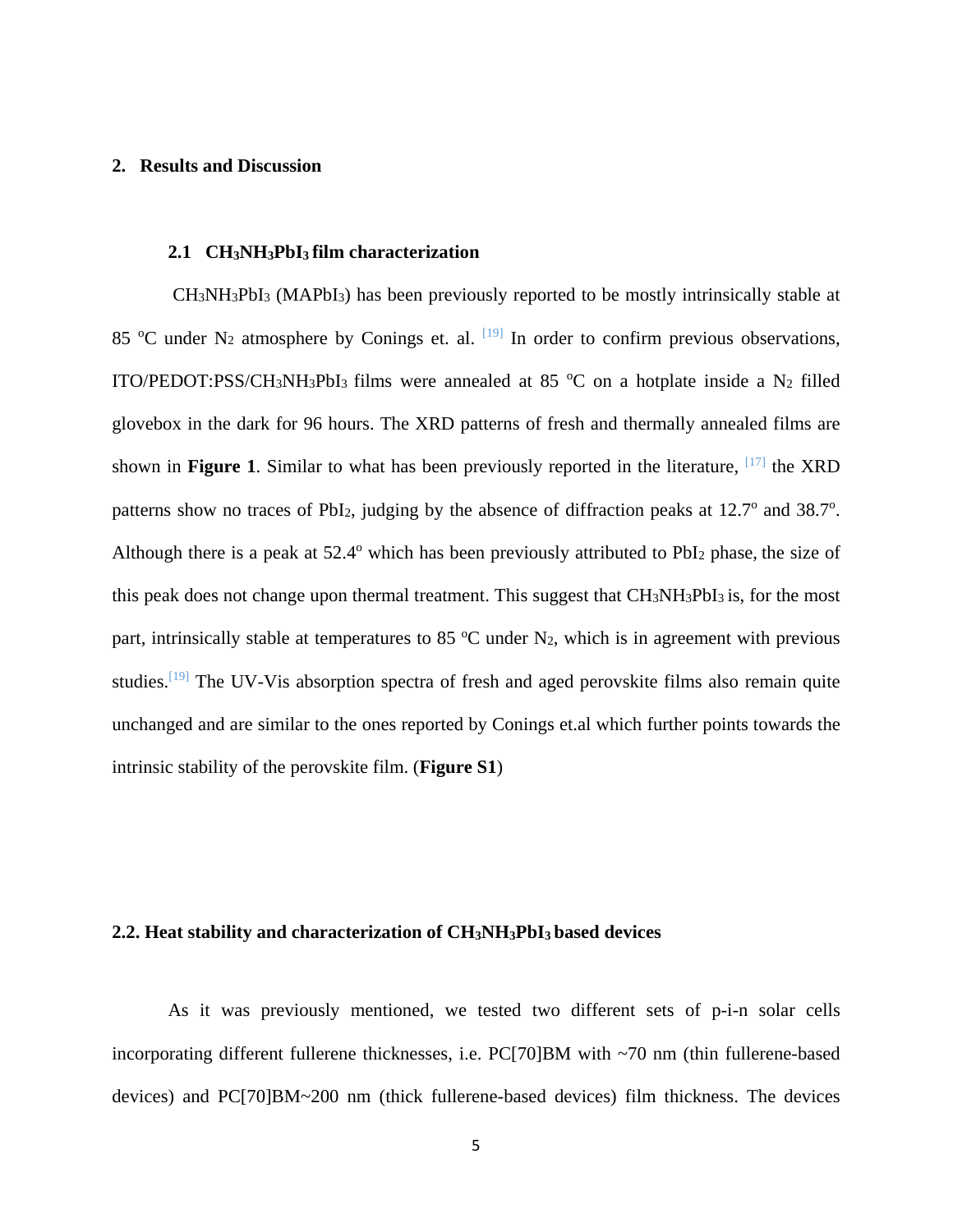## 2. Results and Discussion

### 2.1 $CH_3NH_3PbI_3$ film characterization

$CH_3NH_3PbI_3$ ($MAPbI_3$) has been previously reported to be mostly intrinsically stable at 85 $^{o}$C under $N_2$ atmosphere by Conings et. al. [19] In order to confirm previous observations, ITO/PEDOT:PSS/$CH_3NH_3PbI_3$ films were annealed at 85 $^{o}$C on a hotplate inside a $N_2$ filled glovebox in the dark for 96 hours. The XRD patterns of fresh and thermally annealed films are shown in **Figure 1**. Similar to what has been previously reported in the literature, [17] the XRD patterns show no traces of $PbI_2$, judging by the absence of diffraction peaks at 12.7$^{o}$ and 38.7$^{o}$. Although there is a peak at 52.4$^{o}$ which has been previously attributed to $PbI_2$ phase, the size of this peak does not change upon thermal treatment. This suggest that $CH_3NH_3PbI_3$ is, for the most part, intrinsically stable at temperatures to 85 $^{o}$C under $N_2$, which is in agreement with previous studies.[19] The UV-Vis absorption spectra of fresh and aged perovskite films also remain quite unchanged and are similar to the ones reported by Conings et.al which further points towards the intrinsic stability of the perovskite film. (**Figure S1**)

### 2.2. Heat stability and characterization of $CH_3NH_3PbI_3$ based devices

As it was previously mentioned, we tested two different sets of p-i-n solar cells incorporating different fullerene thicknesses, i.e. PC[70]BM with ~70 nm (thin fullerene-based devices) and PC[70]BM~200 nm (thick fullerene-based devices) film thickness. The devices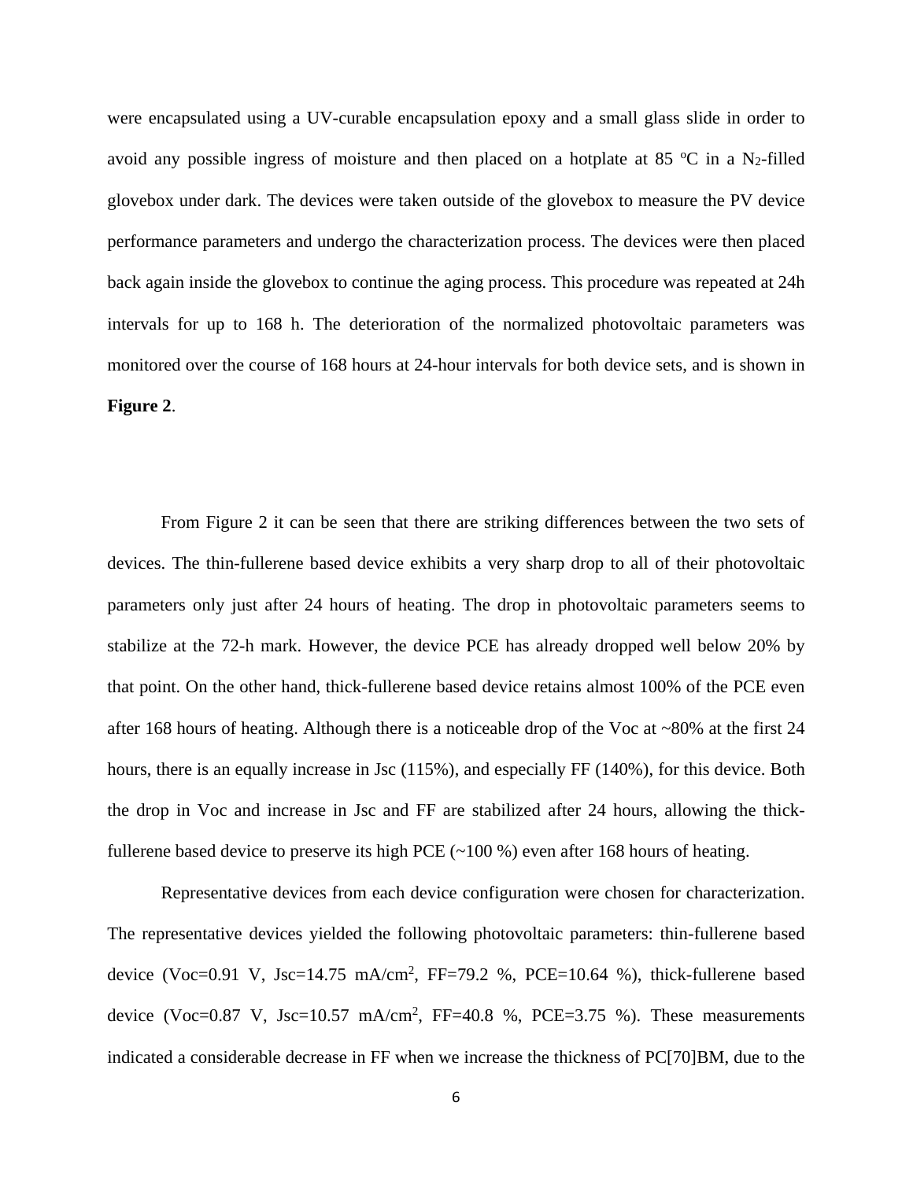were encapsulated using a UV-curable encapsulation epoxy and a small glass slide in order to avoid any possible ingress of moisture and then placed on a hotplate at 85 $^{o}$C in a $N_2$-filled glovebox under dark. The devices were taken outside of the glovebox to measure the PV device performance parameters and undergo the characterization process. The devices were then placed back again inside the glovebox to continue the aging process. This procedure was repeated at 24h intervals for up to 168 h. The deterioration of the normalized photovoltaic parameters was monitored over the course of 168 hours at 24-hour intervals for both device sets, and is shown in **Figure 2**.

From Figure 2 it can be seen that there are striking differences between the two sets of devices. The thin-fullerene based device exhibits a very sharp drop to all of their photovoltaic parameters only just after 24 hours of heating. The drop in photovoltaic parameters seems to stabilize at the 72-h mark. However, the device PCE has already dropped well below 20% by that point. On the other hand, thick-fullerene based device retains almost 100% of the PCE even after 168 hours of heating. Although there is a noticeable drop of the Voc at ~80% at the first 24 hours, there is an equally increase in Jsc (115%), and especially FF (140%), for this device. Both the drop in Voc and increase in Jsc and FF are stabilized after 24 hours, allowing the thick-fullerene based device to preserve its high PCE (~100 %) even after 168 hours of heating.

Representative devices from each device configuration were chosen for characterization. The representative devices yielded the following photovoltaic parameters: thin-fullerene based device (Voc=0.91 V, Jsc=14.75 mA/cm$^2$, FF=79.2 %, PCE=10.64 %), thick-fullerene based device (Voc=0.87 V, Jsc=10.57 mA/cm$^2$, FF=40.8 %, PCE=3.75 %). These measurements indicated a considerable decrease in FF when we increase the thickness of PC[70]BM, due to the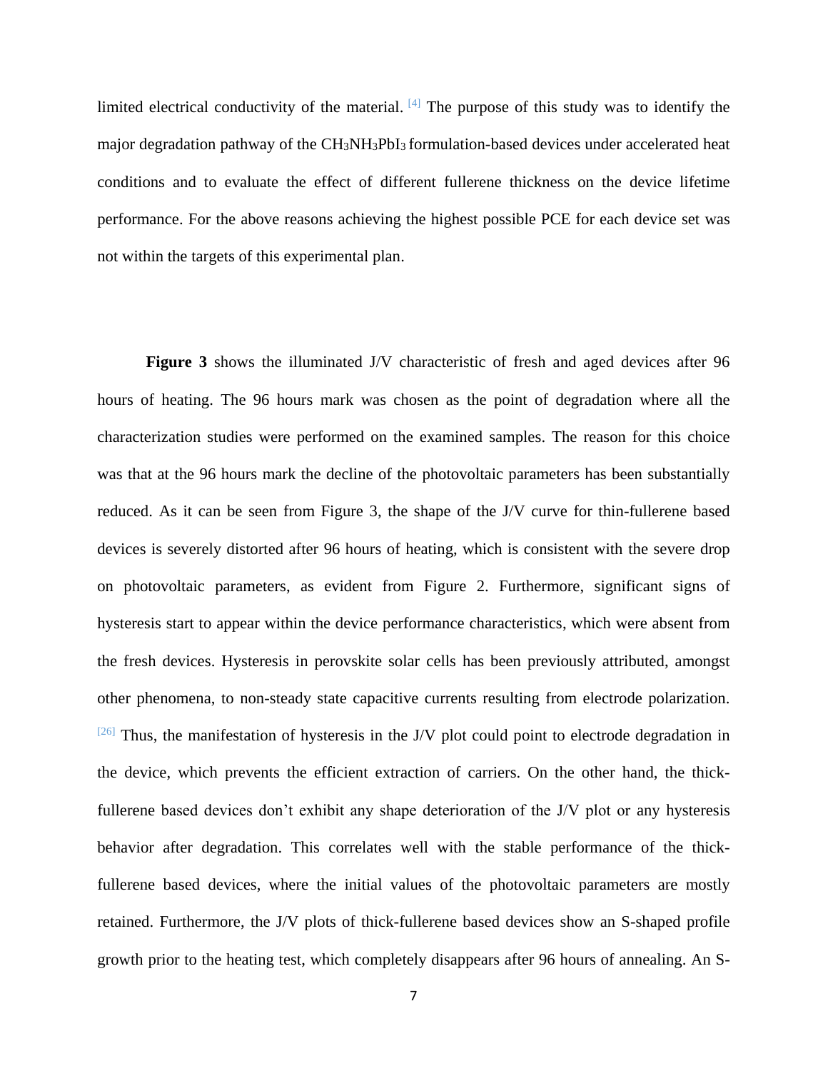limited electrical conductivity of the material. [4] The purpose of this study was to identify the major degradation pathway of the $CH_3NH_3PbI_3$ formulation-based devices under accelerated heat conditions and to evaluate the effect of different fullerene thickness on the device lifetime performance. For the above reasons achieving the highest possible PCE for each device set was not within the targets of this experimental plan.

**Figure 3** shows the illuminated J/V characteristic of fresh and aged devices after 96 hours of heating. The 96 hours mark was chosen as the point of degradation where all the characterization studies were performed on the examined samples. The reason for this choice was that at the 96 hours mark the decline of the photovoltaic parameters has been substantially reduced. As it can be seen from Figure 3, the shape of the J/V curve for thin-fullerene based devices is severely distorted after 96 hours of heating, which is consistent with the severe drop on photovoltaic parameters, as evident from Figure 2. Furthermore, significant signs of hysteresis start to appear within the device performance characteristics, which were absent from the fresh devices. Hysteresis in perovskite solar cells has been previously attributed, amongst other phenomena, to non-steady state capacitive currents resulting from electrode polarization. [26] Thus, the manifestation of hysteresis in the J/V plot could point to electrode degradation in the device, which prevents the efficient extraction of carriers. On the other hand, the thick-fullerene based devices don't exhibit any shape deterioration of the J/V plot or any hysteresis behavior after degradation. This correlates well with the stable performance of the thick-fullerene based devices, where the initial values of the photovoltaic parameters are mostly retained. Furthermore, the J/V plots of thick-fullerene based devices show an S-shaped profile growth prior to the heating test, which completely disappears after 96 hours of annealing. An S-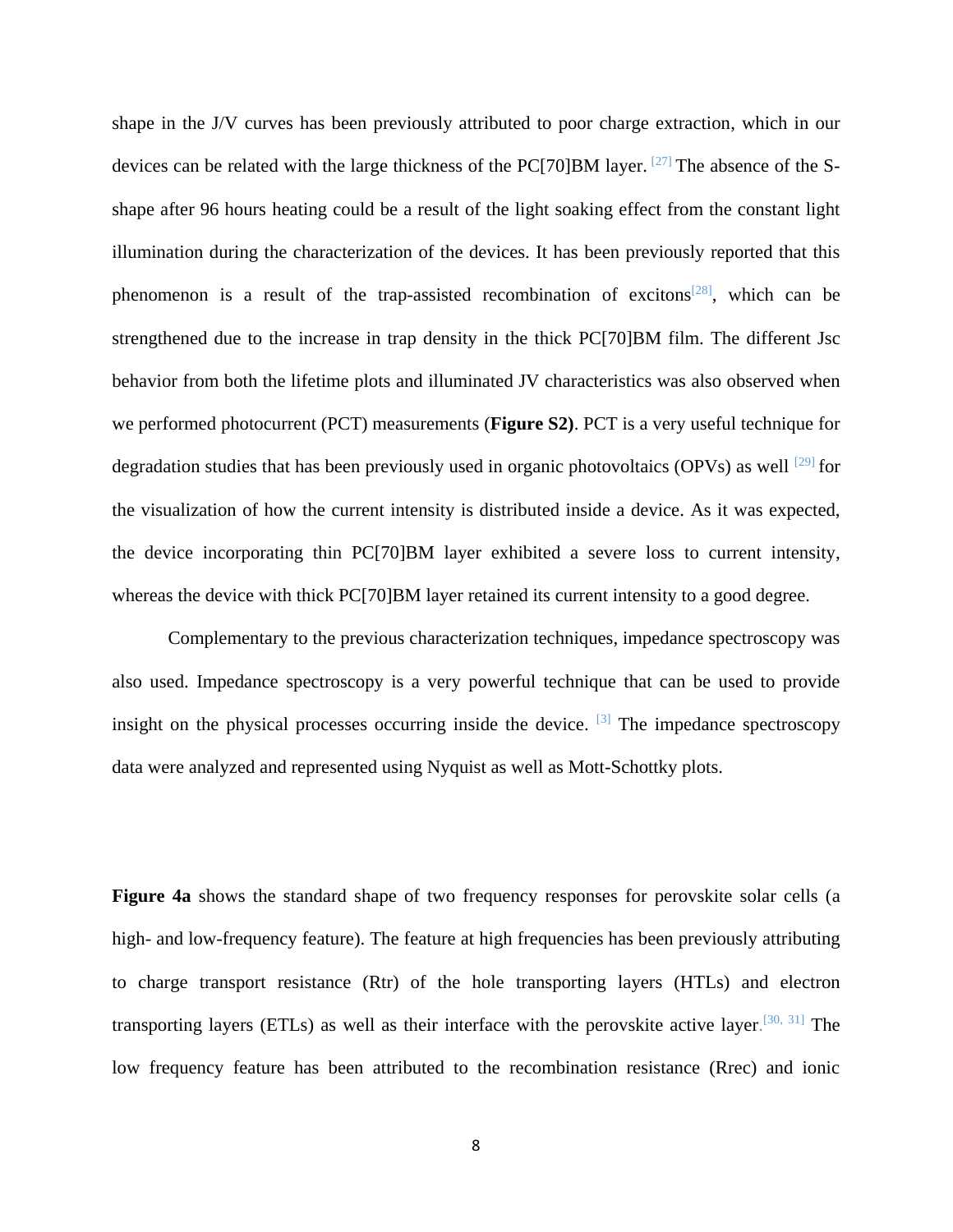shape in the J/V curves has been previously attributed to poor charge extraction, which in our devices can be related with the large thickness of the PC[70]BM layer. [27] The absence of the S-shape after 96 hours heating could be a result of the light soaking effect from the constant light illumination during the characterization of the devices. It has been previously reported that this phenomenon is a result of the trap-assisted recombination of excitons[28], which can be strengthened due to the increase in trap density in the thick PC[70]BM film. The different Jsc behavior from both the lifetime plots and illuminated JV characteristics was also observed when we performed photocurrent (PCT) measurements (**Figure S2)**. PCT is a very useful technique for degradation studies that has been previously used in organic photovoltaics (OPVs) as well [29] for the visualization of how the current intensity is distributed inside a device. As it was expected, the device incorporating thin PC[70]BM layer exhibited a severe loss to current intensity, whereas the device with thick PC[70]BM layer retained its current intensity to a good degree.

Complementary to the previous characterization techniques, impedance spectroscopy was also used. Impedance spectroscopy is a very powerful technique that can be used to provide insight on the physical processes occurring inside the device. [3] The impedance spectroscopy data were analyzed and represented using Nyquist as well as Mott-Schottky plots.

**Figure 4a** shows the standard shape of two frequency responses for perovskite solar cells (a high- and low-frequency feature). The feature at high frequencies has been previously attributing to charge transport resistance (Rtr) of the hole transporting layers (HTLs) and electron transporting layers (ETLs) as well as their interface with the perovskite active layer.[30, 31] The low frequency feature has been attributed to the recombination resistance (Rrec) and ionic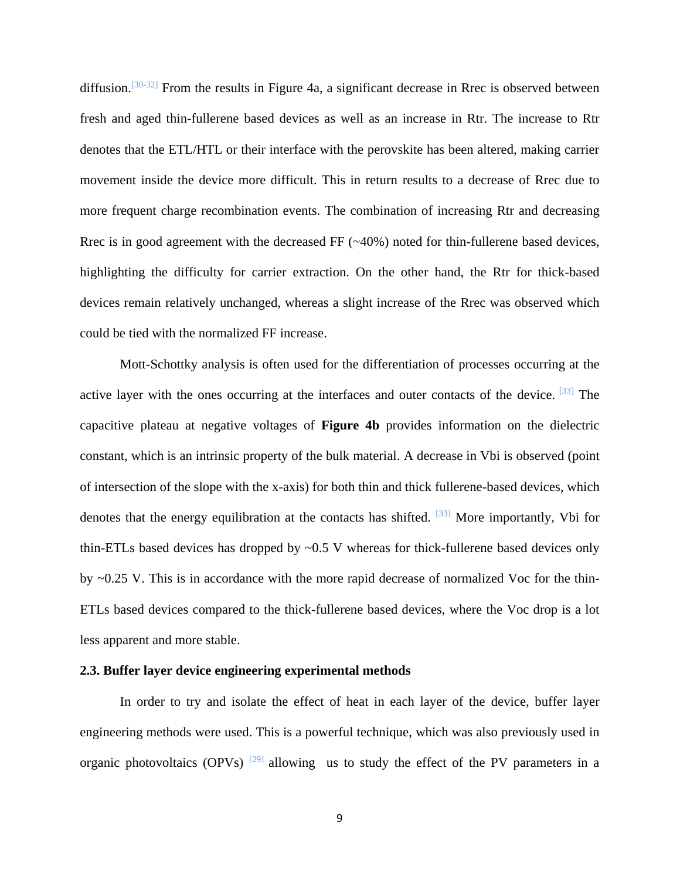diffusion.[30-32] From the results in Figure 4a, a significant decrease in Rrec is observed between fresh and aged thin-fullerene based devices as well as an increase in Rtr. The increase to Rtr denotes that the ETL/HTL or their interface with the perovskite has been altered, making carrier movement inside the device more difficult. This in return results to a decrease of Rrec due to more frequent charge recombination events. The combination of increasing Rtr and decreasing Rrec is in good agreement with the decreased FF (~40%) noted for thin-fullerene based devices, highlighting the difficulty for carrier extraction. On the other hand, the Rtr for thick-based devices remain relatively unchanged, whereas a slight increase of the Rrec was observed which could be tied with the normalized FF increase.

Mott-Schottky analysis is often used for the differentiation of processes occurring at the active layer with the ones occurring at the interfaces and outer contacts of the device. [33] The capacitive plateau at negative voltages of **Figure 4b** provides information on the dielectric constant, which is an intrinsic property of the bulk material. A decrease in Vbi is observed (point of intersection of the slope with the x-axis) for both thin and thick fullerene-based devices, which denotes that the energy equilibration at the contacts has shifted. [33] More importantly, Vbi for thin-ETLs based devices has dropped by ~0.5 V whereas for thick-fullerene based devices only by ~0.25 V. This is in accordance with the more rapid decrease of normalized Voc for the thin-ETLs based devices compared to the thick-fullerene based devices, where the Voc drop is a lot less apparent and more stable.

### 2.3. Buffer layer device engineering experimental methods

In order to try and isolate the effect of heat in each layer of the device, buffer layer engineering methods were used. This is a powerful technique, which was also previously used in organic photovoltaics (OPVs) [29] allowing us to study the effect of the PV parameters in a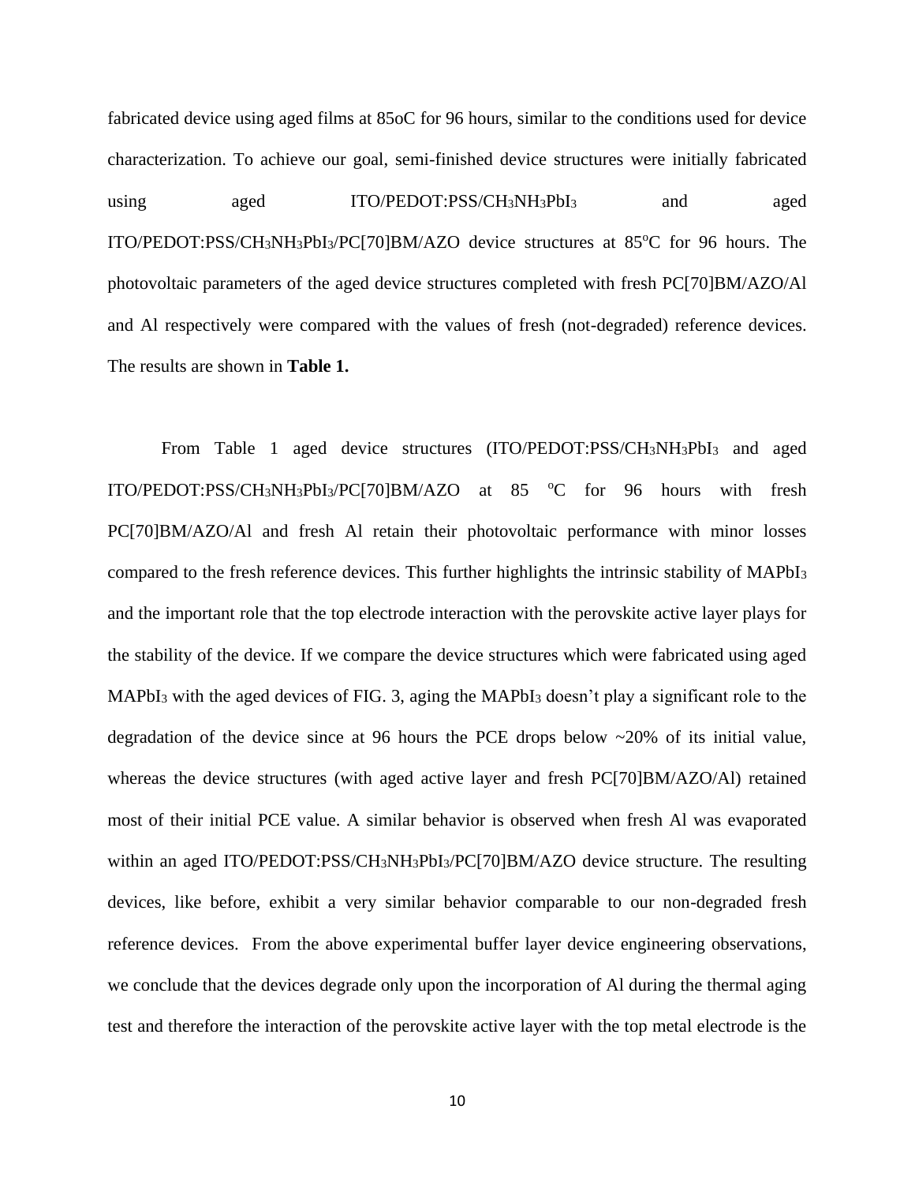fabricated device using aged films at 85oC for 96 hours, similar to the conditions used for device characterization. To achieve our goal, semi-finished device structures were initially fabricated using aged ITO/PEDOT:PSS/$CH_3NH_3PbI_3$ and aged ITO/PEDOT:PSS/$CH_3NH_3PbI_3$/PC[70]BM/AZO device structures at 85$^o$C for 96 hours. The photovoltaic parameters of the aged device structures completed with fresh PC[70]BM/AZO/Al and Al respectively were compared with the values of fresh (not-degraded) reference devices. The results are shown in **Table 1.**

From Table 1 aged device structures (ITO/PEDOT:PSS/$CH_3NH_3PbI_3$ and aged ITO/PEDOT:PSS/$CH_3NH_3PbI_3$/PC[70]BM/AZO at 85 $^o$C for 96 hours with fresh PC[70]BM/AZO/Al and fresh Al retain their photovoltaic performance with minor losses compared to the fresh reference devices. This further highlights the intrinsic stability of $MAPbI_3$ and the important role that the top electrode interaction with the perovskite active layer plays for the stability of the device. If we compare the device structures which were fabricated using aged $MAPbI_3$ with the aged devices of FIG. 3, aging the $MAPbI_3$ doesn't play a significant role to the degradation of the device since at 96 hours the PCE drops below ~20% of its initial value, whereas the device structures (with aged active layer and fresh PC[70]BM/AZO/Al) retained most of their initial PCE value. A similar behavior is observed when fresh Al was evaporated within an aged ITO/PEDOT:PSS/$CH_3NH_3PbI_3$/PC[70]BM/AZO device structure. The resulting devices, like before, exhibit a very similar behavior comparable to our non-degraded fresh reference devices. From the above experimental buffer layer device engineering observations, we conclude that the devices degrade only upon the incorporation of Al during the thermal aging test and therefore the interaction of the perovskite active layer with the top metal electrode is the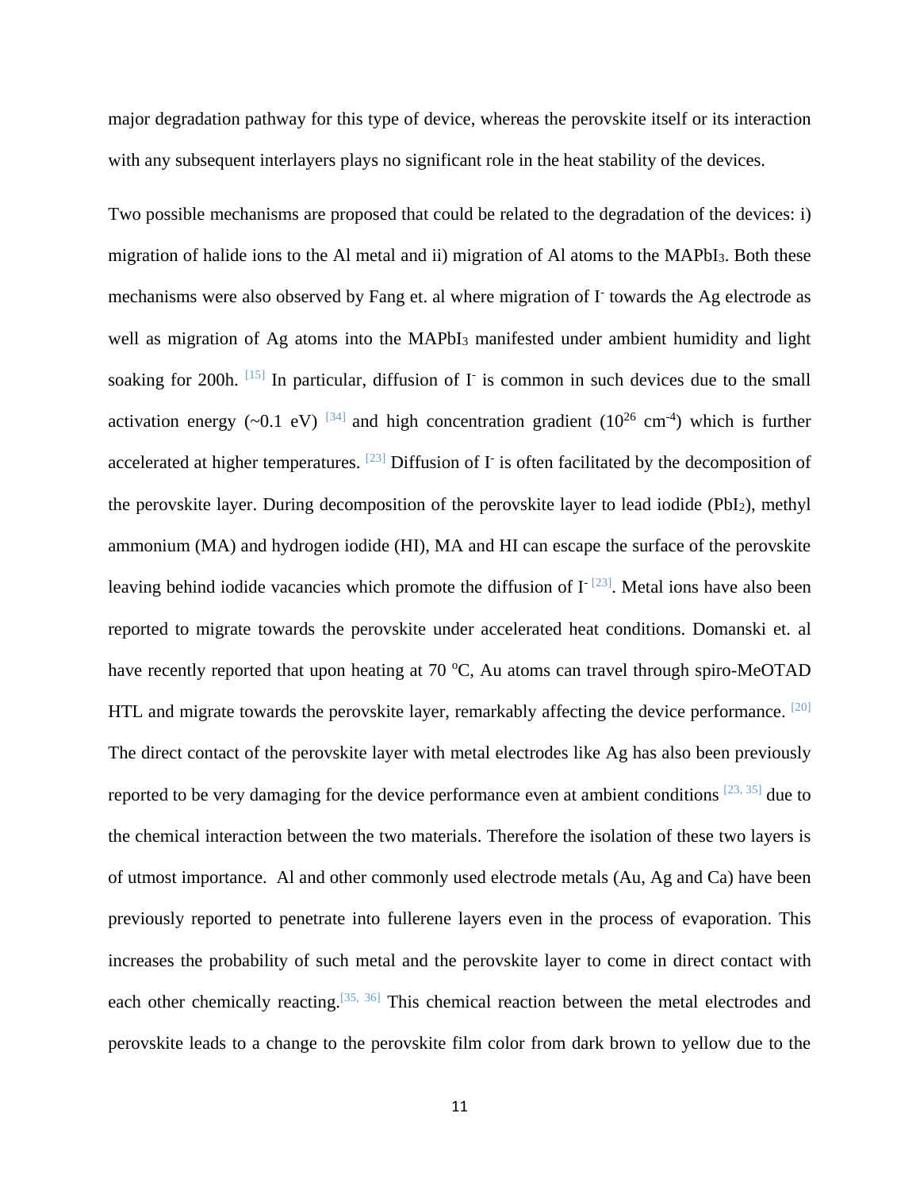major degradation pathway for this type of device, whereas the perovskite itself or its interaction with any subsequent interlayers plays no significant role in the heat stability of the devices.

Two possible mechanisms are proposed that could be related to the degradation of the devices: i) migration of halide ions to the Al metal and ii) migration of Al atoms to the $MAPbI_3$. Both these mechanisms were also observed by Fang et. al where migration of $I^-$ towards the Ag electrode as well as migration of Ag atoms into the $MAPbI_3$ manifested under ambient humidity and light soaking for 200h. [15] In particular, diffusion of $I^-$ is common in such devices due to the small activation energy (~0.1 eV) [34] and high concentration gradient ($10^{26}$ $cm^{-4}$) which is further accelerated at higher temperatures. [23] Diffusion of $I^-$ is often facilitated by the decomposition of the perovskite layer. During decomposition of the perovskite layer to lead iodide ($PbI_2$), methyl ammonium (MA) and hydrogen iodide (HI), MA and HI can escape the surface of the perovskite leaving behind iodide vacancies which promote the diffusion of $I^-$ [23]. Metal ions have also been reported to migrate towards the perovskite under accelerated heat conditions. Domanski et. al have recently reported that upon heating at 70 $^{o}$C, Au atoms can travel through spiro-MeOTAD HTL and migrate towards the perovskite layer, remarkably affecting the device performance. [20] The direct contact of the perovskite layer with metal electrodes like Ag has also been previously reported to be very damaging for the device performance even at ambient conditions [23, 35] due to the chemical interaction between the two materials. Therefore the isolation of these two layers is of utmost importance. Al and other commonly used electrode metals (Au, Ag and Ca) have been previously reported to penetrate into fullerene layers even in the process of evaporation. This increases the probability of such metal and the perovskite layer to come in direct contact with each other chemically reacting.[35, 36] This chemical reaction between the metal electrodes and perovskite leads to a change to the perovskite film color from dark brown to yellow due to the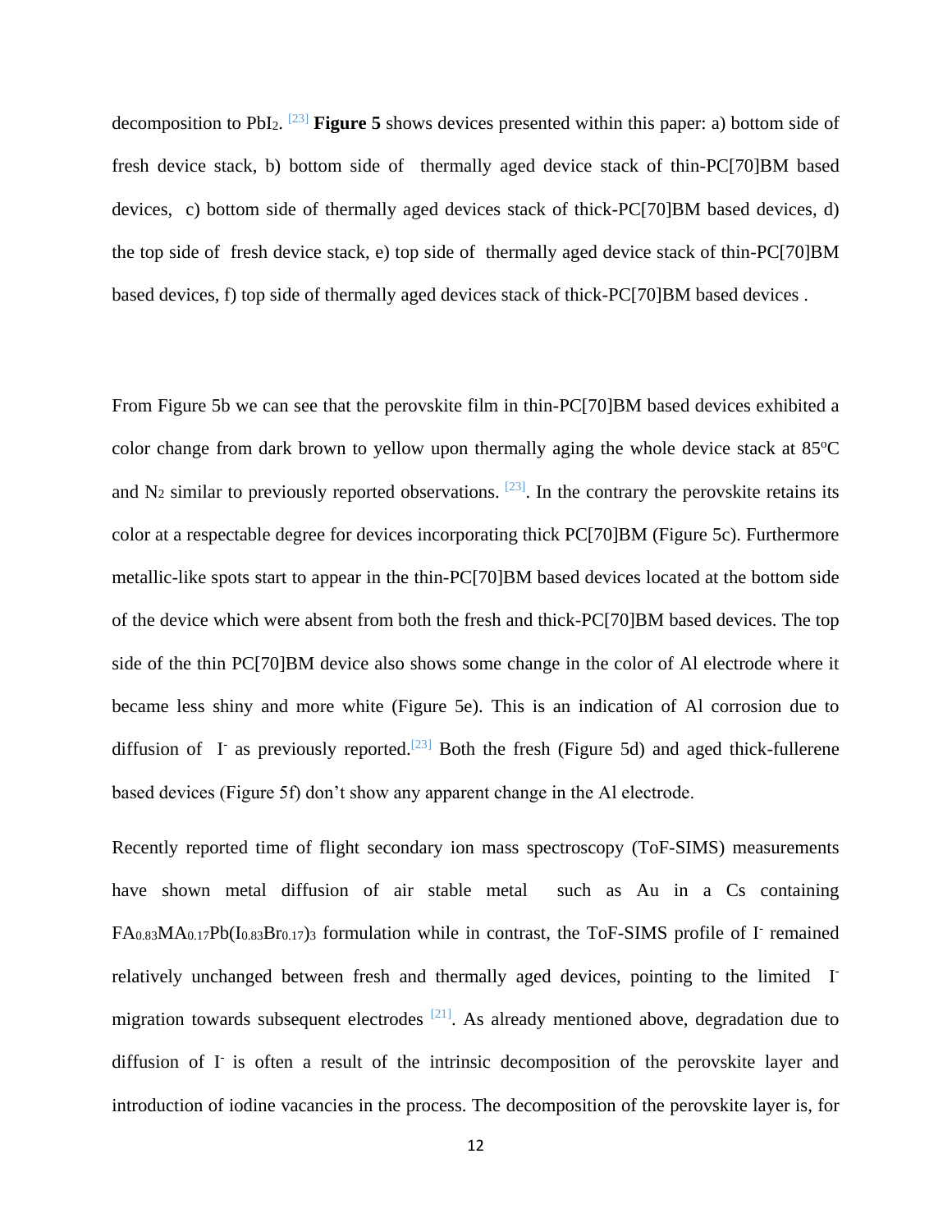decomposition to $PbI_2$. [23] **Figure 5** shows devices presented within this paper: a) bottom side of fresh device stack, b) bottom side of thermally aged device stack of thin-PC[70]BM based devices, c) bottom side of thermally aged devices stack of thick-PC[70]BM based devices, d) the top side of fresh device stack, e) top side of thermally aged device stack of thin-PC[70]BM based devices, f) top side of thermally aged devices stack of thick-PC[70]BM based devices .

From Figure 5b we can see that the perovskite film in thin-PC[70]BM based devices exhibited a color change from dark brown to yellow upon thermally aging the whole device stack at 85ºC and $N_2$ similar to previously reported observations. [23]. In the contrary the perovskite retains its color at a respectable degree for devices incorporating thick PC[70]BM (Figure 5c). Furthermore metallic-like spots start to appear in the thin-PC[70]BM based devices located at the bottom side of the device which were absent from both the fresh and thick-PC[70]BM based devices. The top side of the thin PC[70]BM device also shows some change in the color of Al electrode where it became less shiny and more white (Figure 5e). This is an indication of Al corrosion due to diffusion of $I^-$ as previously reported.[23] Both the fresh (Figure 5d) and aged thick-fullerene based devices (Figure 5f) don't show any apparent change in the Al electrode.

Recently reported time of flight secondary ion mass spectroscopy (ToF-SIMS) measurements have shown metal diffusion of air stable metal such as Au in a Cs containing $FA_{0.83}MA_{0.17}Pb(I_{0.83}Br_{0.17})_3$ formulation while in contrast, the ToF-SIMS profile of $I^-$ remained relatively unchanged between fresh and thermally aged devices, pointing to the limited $I^-$ migration towards subsequent electrodes [21]. As already mentioned above, degradation due to diffusion of $I^-$ is often a result of the intrinsic decomposition of the perovskite layer and introduction of iodine vacancies in the process. The decomposition of the perovskite layer is, for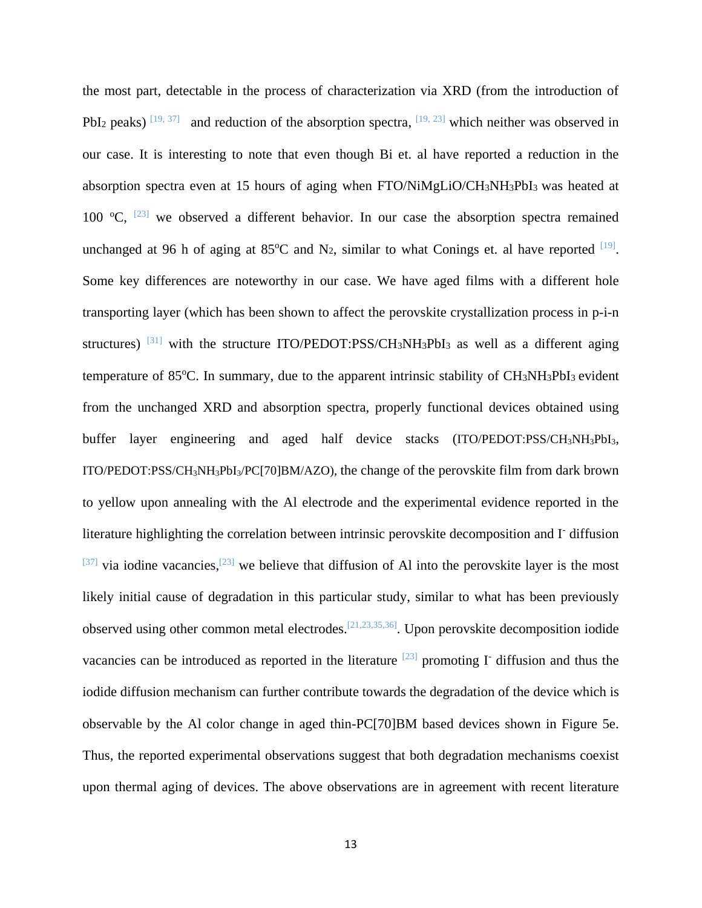the most part, detectable in the process of characterization via XRD (from the introduction of $PbI_2$ peaks) [19, 37] and reduction of the absorption spectra, [19, 23] which neither was observed in our case. It is interesting to note that even though Bi et. al have reported a reduction in the absorption spectra even at 15 hours of aging when FTO/NiMgLiO/$CH_3NH_3PbI_3$ was heated at 100 $^{o}$C, [23] we observed a different behavior. In our case the absorption spectra remained unchanged at 96 h of aging at 85$^{o}$C and $N_2$, similar to what Conings et. al have reported [19]. Some key differences are noteworthy in our case. We have aged films with a different hole transporting layer (which has been shown to affect the perovskite crystallization process in p-i-n structures) [31] with the structure ITO/PEDOT:PSS/$CH_3NH_3PbI_3$ as well as a different aging temperature of 85$^{o}$C. In summary, due to the apparent intrinsic stability of $CH_3NH_3PbI_3$ evident from the unchanged XRD and absorption spectra, properly functional devices obtained using buffer layer engineering and aged half device stacks (ITO/PEDOT:PSS/$CH_3NH_3PbI_3$, ITO/PEDOT:PSS/$CH_3NH_3PbI_3$/PC[70]BM/AZO), the change of the perovskite film from dark brown to yellow upon annealing with the Al electrode and the experimental evidence reported in the literature highlighting the correlation between intrinsic perovskite decomposition and $I^-$ diffusion [37] via iodine vacancies,[23] we believe that diffusion of Al into the perovskite layer is the most likely initial cause of degradation in this particular study, similar to what has been previously observed using other common metal electrodes.[21,23,35,36]. Upon perovskite decomposition iodide vacancies can be introduced as reported in the literature [23] promoting $I^-$ diffusion and thus the iodide diffusion mechanism can further contribute towards the degradation of the device which is observable by the Al color change in aged thin-PC[70]BM based devices shown in Figure 5e. Thus, the reported experimental observations suggest that both degradation mechanisms coexist upon thermal aging of devices. The above observations are in agreement with recent literature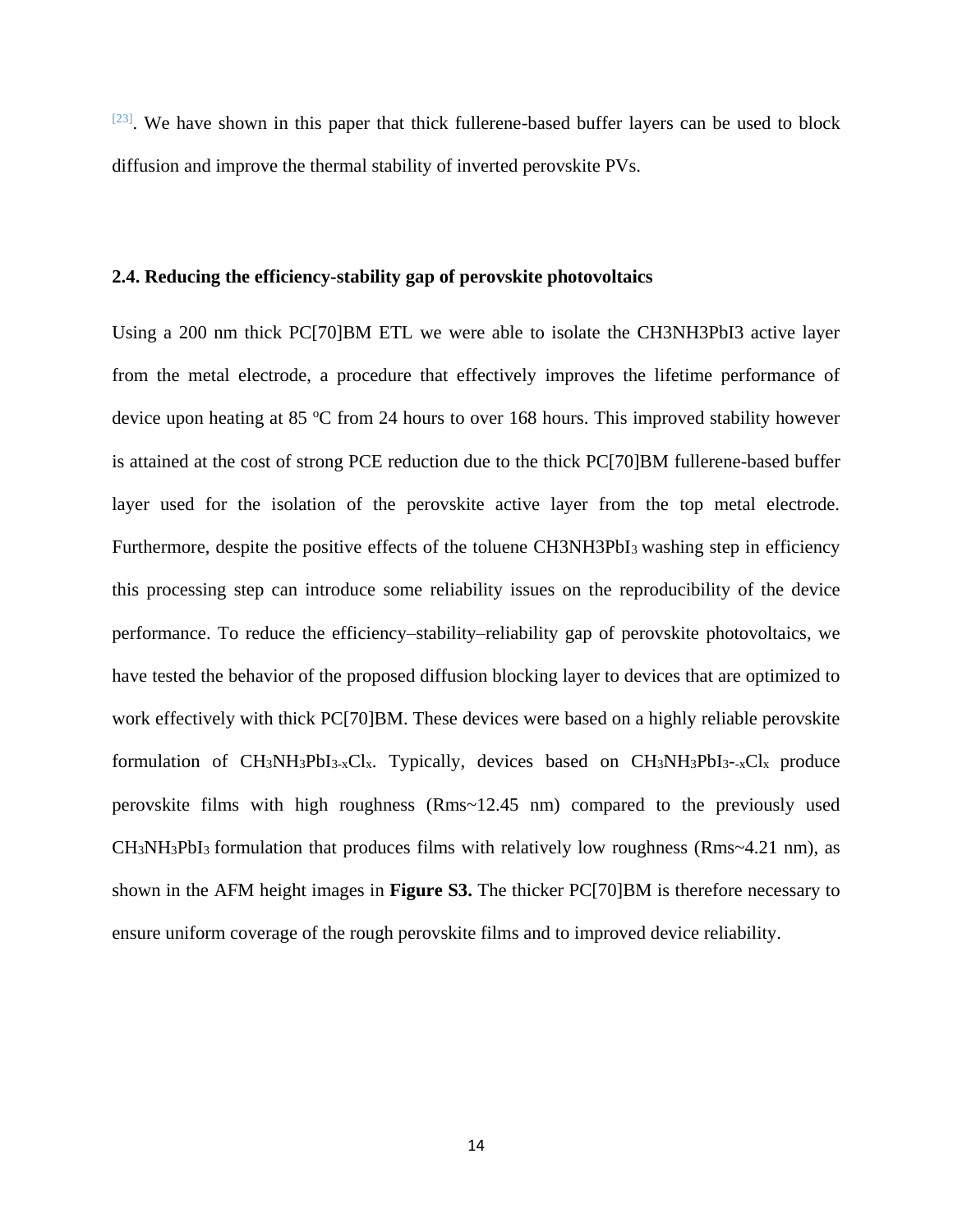[23]. We have shown in this paper that thick fullerene-based buffer layers can be used to block diffusion and improve the thermal stability of inverted perovskite PVs.

## 2.4. Reducing the efficiency-stability gap of perovskite photovoltaics

Using a 200 nm thick PC[70]BM ETL we were able to isolate the CH3NH3PbI3 active layer from the metal electrode, a procedure that effectively improves the lifetime performance of device upon heating at 85 $^{o}$C from 24 hours to over 168 hours. This improved stability however is attained at the cost of strong PCE reduction due to the thick PC[70]BM fullerene-based buffer layer used for the isolation of the perovskite active layer from the top metal electrode. Furthermore, despite the positive effects of the toluene CH3NH3Pb$I_3$ washing step in efficiency this processing step can introduce some reliability issues on the reproducibility of the device performance. To reduce the efficiency–stability–reliability gap of perovskite photovoltaics, we have tested the behavior of the proposed diffusion blocking layer to devices that are optimized to work effectively with thick PC[70]BM. These devices were based on a highly reliable perovskite formulation of $CH_3NH_3PbI_{3-x}Cl_x$. Typically, devices based on $CH_3NH_3PbI_{3--x}Cl_x$ produce perovskite films with high roughness (Rms~12.45 nm) compared to the previously used $CH_3NH_3PbI_3$ formulation that produces films with relatively low roughness (Rms~4.21 nm), as shown in the AFM height images in **Figure S3.** The thicker PC[70]BM is therefore necessary to ensure uniform coverage of the rough perovskite films and to improved device reliability.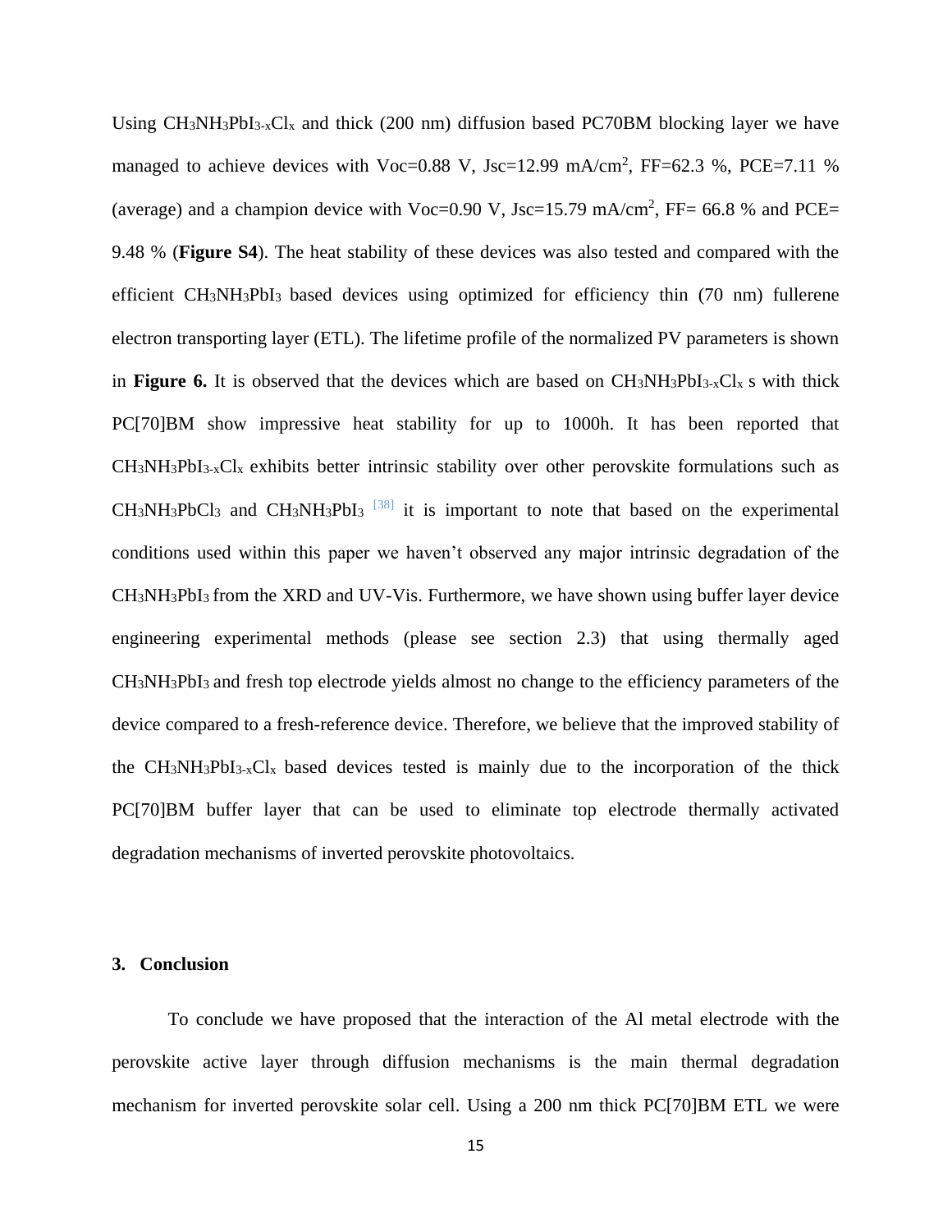Using $CH_3NH_3PbI_{3-x}Cl_x$ and thick (200 nm) diffusion based PC70BM blocking layer we have managed to achieve devices with Voc=0.88 V, Jsc=12.99 mA/cm$^2$, FF=62.3 %, PCE=7.11 % (average) and a champion device with Voc=0.90 V, Jsc=15.79 mA/cm$^2$, FF= 66.8 % and PCE= 9.48 % (**Figure S4**). The heat stability of these devices was also tested and compared with the efficient $CH_3NH_3PbI_3$ based devices using optimized for efficiency thin (70 nm) fullerene electron transporting layer (ETL). The lifetime profile of the normalized PV parameters is shown in **Figure 6.** It is observed that the devices which are based on $CH_3NH_3PbI_{3-x}Cl_x$ s with thick PC[70]BM show impressive heat stability for up to 1000h. It has been reported that $CH_3NH_3PbI_{3-x}Cl_x$ exhibits better intrinsic stability over other perovskite formulations such as $CH_3NH_3PbCl_3$ and $CH_3NH_3PbI_3$ [38] it is important to note that based on the experimental conditions used within this paper we haven't observed any major intrinsic degradation of the $CH_3NH_3PbI_3$ from the XRD and UV-Vis. Furthermore, we have shown using buffer layer device engineering experimental methods (please see section 2.3) that using thermally aged $CH_3NH_3PbI_3$ and fresh top electrode yields almost no change to the efficiency parameters of the device compared to a fresh-reference device. Therefore, we believe that the improved stability of the $CH_3NH_3PbI_{3-x}Cl_x$ based devices tested is mainly due to the incorporation of the thick PC[70]BM buffer layer that can be used to eliminate top electrode thermally activated degradation mechanisms of inverted perovskite photovoltaics.

## 3. Conclusion

To conclude we have proposed that the interaction of the Al metal electrode with the perovskite active layer through diffusion mechanisms is the main thermal degradation mechanism for inverted perovskite solar cell. Using a 200 nm thick PC[70]BM ETL we were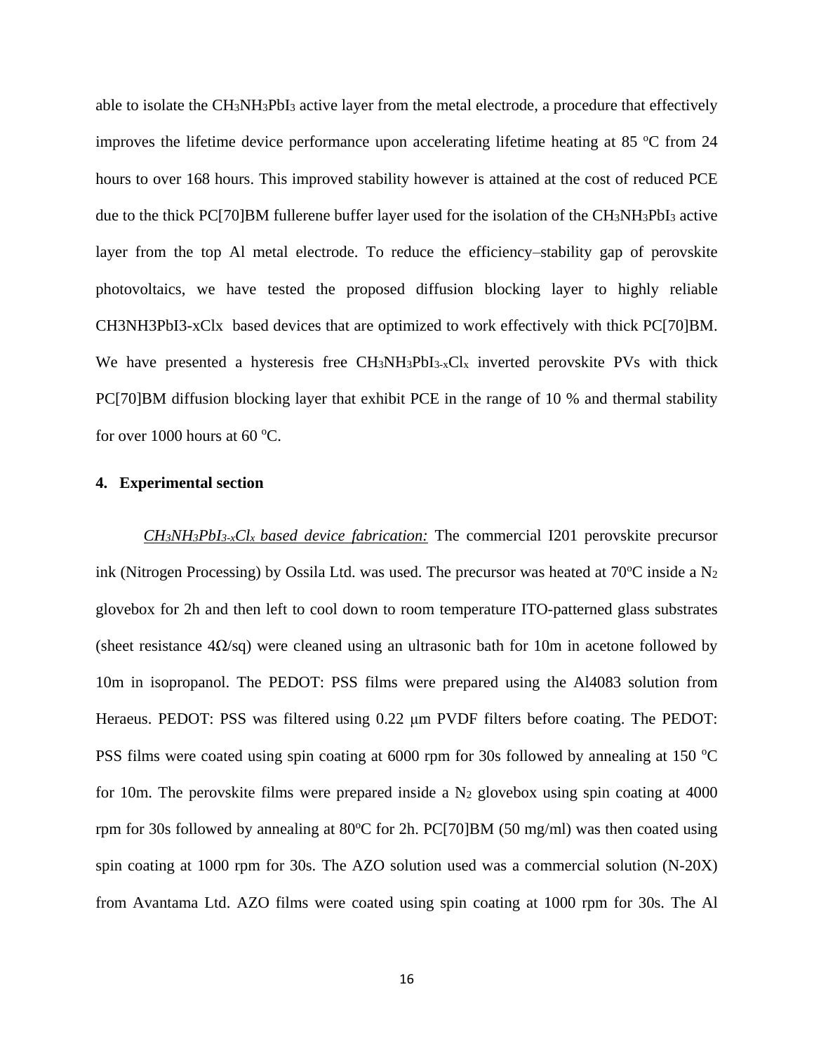able to isolate the $CH_3NH_3PbI_3$ active layer from the metal electrode, a procedure that effectively improves the lifetime device performance upon accelerating lifetime heating at 85 $^oC$ from 24 hours to over 168 hours. This improved stability however is attained at the cost of reduced PCE due to the thick PC[70]BM fullerene buffer layer used for the isolation of the $CH_3NH_3PbI_3$ active layer from the top Al metal electrode. To reduce the efficiency–stability gap of perovskite photovoltaics, we have tested the proposed diffusion blocking layer to highly reliable CH3NH3PbI3-xClx based devices that are optimized to work effectively with thick PC[70]BM. We have presented a hysteresis free $CH_3NH_3PbI_{3-x}Cl_x$ inverted perovskite PVs with thick PC[70]BM diffusion blocking layer that exhibit PCE in the range of 10 % and thermal stability for over 1000 hours at 60 $^oC$.

## 4. Experimental section

***$CH_3NH_3PbI_{3-x}Cl_x$ based device fabrication:*** The commercial I201 perovskite precursor ink (Nitrogen Processing) by Ossila Ltd. was used. The precursor was heated at 70$^o$C inside a $N_2$ glovebox for 2h and then left to cool down to room temperature ITO-patterned glass substrates (sheet resistance 4Ω/sq) were cleaned using an ultrasonic bath for 10m in acetone followed by 10m in isopropanol. The PEDOT: PSS films were prepared using the Al4083 solution from Heraeus. PEDOT: PSS was filtered using 0.22 μm PVDF filters before coating. The PEDOT: PSS films were coated using spin coating at 6000 rpm for 30s followed by annealing at 150 $^oC$ for 10m. The perovskite films were prepared inside a $N_2$ glovebox using spin coating at 4000 rpm for 30s followed by annealing at 80$^o$C for 2h. PC[70]BM (50 mg/ml) was then coated using spin coating at 1000 rpm for 30s. The AZO solution used was a commercial solution (N-20X) from Avantama Ltd. AZO films were coated using spin coating at 1000 rpm for 30s. The Al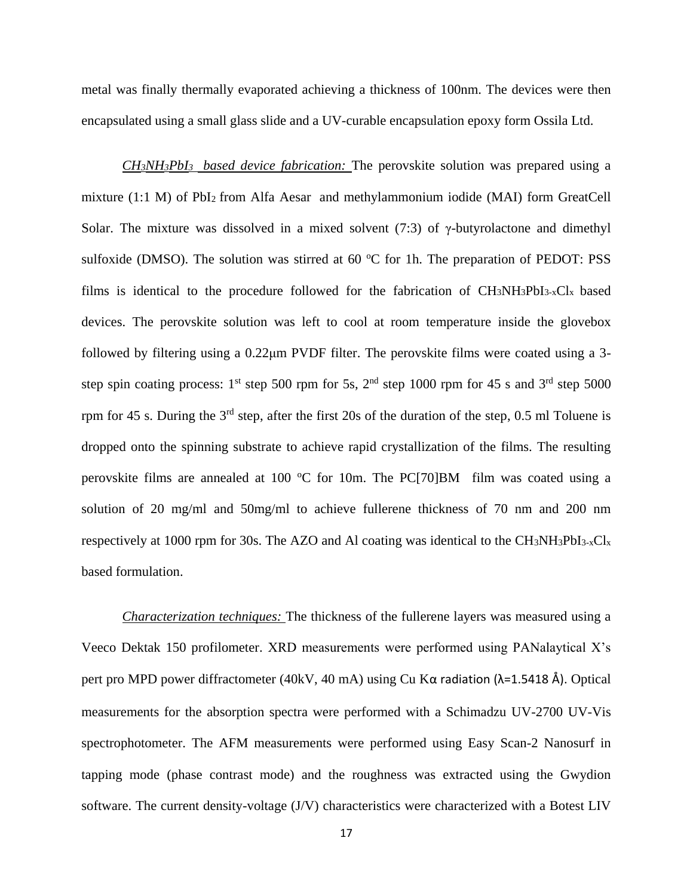metal was finally thermally evaporated achieving a thickness of 100nm. The devices were then encapsulated using a small glass slide and a UV-curable encapsulation epoxy form Ossila Ltd.

*$CH_3NH_3PbI_3$ based device fabrication:* The perovskite solution was prepared using a mixture (1:1 M) of $PbI_2$ from Alfa Aesar and methylammonium iodide (MAI) form GreatCell Solar. The mixture was dissolved in a mixed solvent (7:3) of γ-butyrolactone and dimethyl sulfoxide (DMSO). The solution was stirred at 60 °C for 1h. The preparation of PEDOT: PSS films is identical to the procedure followed for the fabrication of $CH_3NH_3PbI_{3-x}Cl_x$ based devices. The perovskite solution was left to cool at room temperature inside the glovebox followed by filtering using a 0.22μm PVDF filter. The perovskite films were coated using a 3-step spin coating process: 1st step 500 rpm for 5s, 2nd step 1000 rpm for 45 s and 3rd step 5000 rpm for 45 s. During the 3rd step, after the first 20s of the duration of the step, 0.5 ml Toluene is dropped onto the spinning substrate to achieve rapid crystallization of the films. The resulting perovskite films are annealed at 100 °C for 10m. The PC[70]BM film was coated using a solution of 20 mg/ml and 50mg/ml to achieve fullerene thickness of 70 nm and 200 nm respectively at 1000 rpm for 30s. The AZO and Al coating was identical to the $CH_3NH_3PbI_{3-x}Cl_x$ based formulation.

*Characterization techniques:* The thickness of the fullerene layers was measured using a Veeco Dektak 150 profilometer. XRD measurements were performed using PANalaytical X's pert pro MPD power diffractometer (40kV, 40 mA) using Cu Kα radiation (λ=1.5418 Å). Optical measurements for the absorption spectra were performed with a Schimadzu UV-2700 UV-Vis spectrophotometer. The AFM measurements were performed using Easy Scan-2 Nanosurf in tapping mode (phase contrast mode) and the roughness was extracted using the Gwydion software. The current density-voltage (J/V) characteristics were characterized with a Botest LIV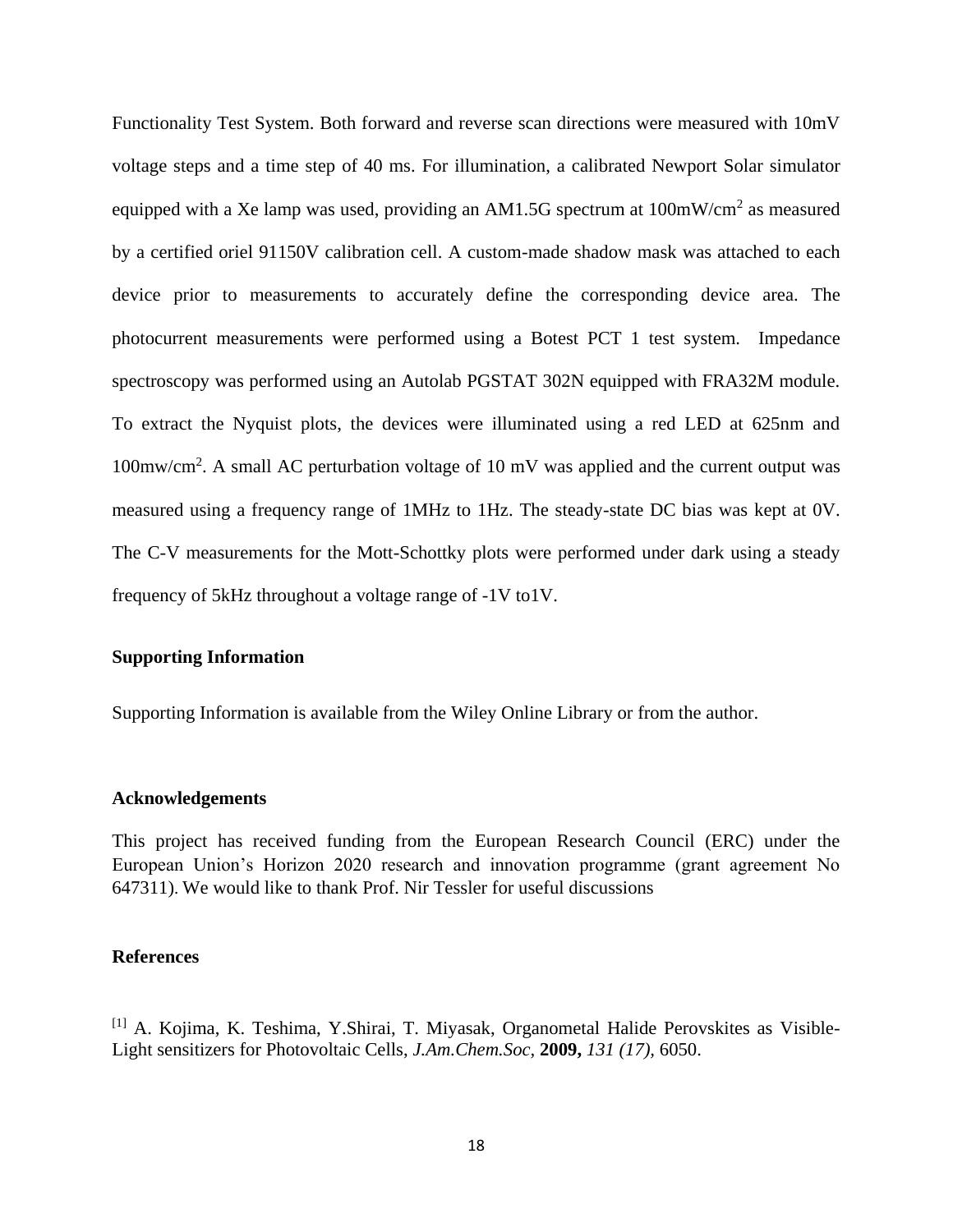Functionality Test System. Both forward and reverse scan directions were measured with 10mV voltage steps and a time step of 40 ms. For illumination, a calibrated Newport Solar simulator equipped with a Xe lamp was used, providing an AM1.5G spectrum at 100mW/cm$^2$ as measured by a certified oriel 91150V calibration cell. A custom-made shadow mask was attached to each device prior to measurements to accurately define the corresponding device area. The photocurrent measurements were performed using a Botest PCT 1 test system. Impedance spectroscopy was performed using an Autolab PGSTAT 302N equipped with FRA32M module. To extract the Nyquist plots, the devices were illuminated using a red LED at 625nm and 100mw/cm$^2$. A small AC perturbation voltage of 10 mV was applied and the current output was measured using a frequency range of 1MHz to 1Hz. The steady-state DC bias was kept at 0V. The C-V measurements for the Mott-Schottky plots were performed under dark using a steady frequency of 5kHz throughout a voltage range of -1V to1V.

## Supporting Information

Supporting Information is available from the Wiley Online Library or from the author.

## Acknowledgements

This project has received funding from the European Research Council (ERC) under the European Union's Horizon 2020 research and innovation programme (grant agreement No 647311). We would like to thank Prof. Nir Tessler for useful discussions

## References

[1] A. Kojima, K. Teshima, Y.Shirai, T. Miyasak, Organometal Halide Perovskites as Visible-Light sensitizers for Photovoltaic Cells, *J.Am.Chem.Soc*, **2009,** *131 (17)*, 6050.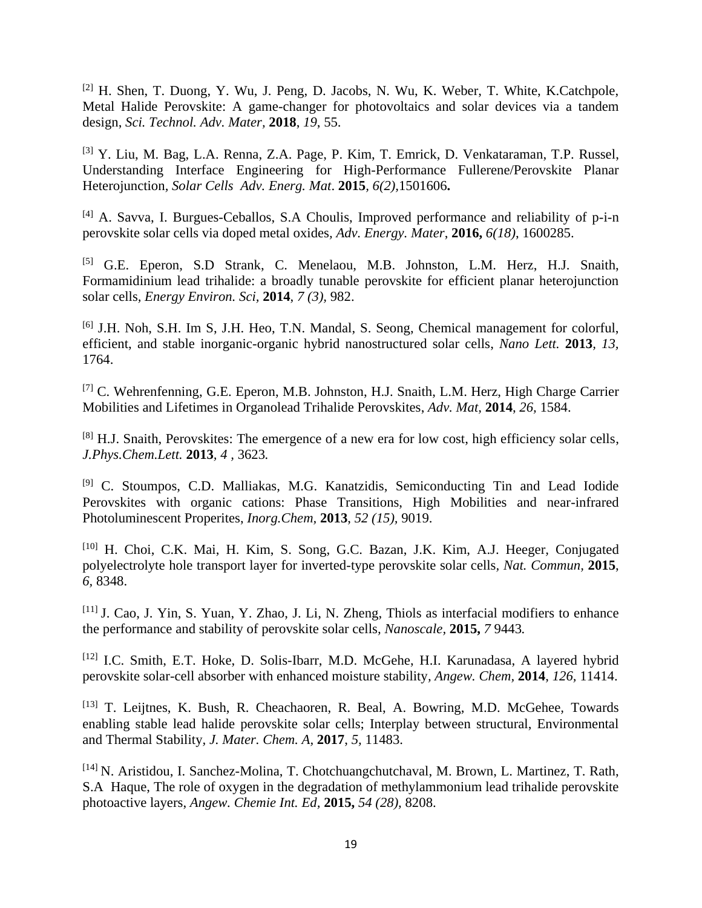[2] H. Shen, T. Duong, Y. Wu, J. Peng, D. Jacobs, N. Wu, K. Weber, T. White, K.Catchpole, Metal Halide Perovskite: A game-changer for photovoltaics and solar devices via a tandem design, *Sci. Technol. Adv. Mater*, **2018**, *19*, 55.

[3] Y. Liu, M. Bag, L.A. Renna, Z.A. Page, P. Kim, T. Emrick, D. Venkataraman, T.P. Russel, Understanding Interface Engineering for High-Performance Fullerene/Perovskite Planar Heterojunction, *Solar Cells Adv. Energ. Mat*. **2015**, *6(2)*,1501606**.**

[4] A. Savva, I. Burgues-Ceballos, S.A Choulis, Improved performance and reliability of p-i-n perovskite solar cells via doped metal oxides, *Adv. Energy. Mater*, **2016,** *6(18)*, 1600285.

[5] G.E. Eperon, S.D Strank, C. Menelaou, M.B. Johnston, L.M. Herz, H.J. Snaith, Formamidinium lead trihalide: a broadly tunable perovskite for efficient planar heterojunction solar cells, *Energy Environ. Sci*, **2014**, *7 (3)*, 982.

[6] J.H. Noh, S.H. Im S, J.H. Heo, T.N. Mandal, S. Seong, Chemical management for colorful, efficient, and stable inorganic-organic hybrid nanostructured solar cells, *Nano Lett.* **2013**, *13*, 1764.

[7] C. Wehrenfenning, G.E. Eperon, M.B. Johnston, H.J. Snaith, L.M. Herz, High Charge Carrier Mobilities and Lifetimes in Organolead Trihalide Perovskites, *Adv. Mat*, **2014**, *26*, 1584.

[8] H.J. Snaith, Perovskites: The emergence of a new era for low cost, high efficiency solar cells, *J.Phys.Chem.Lett.* **2013**, *4* , 3623*.*

[9] C. Stoumpos, C.D. Malliakas, M.G. Kanatzidis, Semiconducting Tin and Lead Iodide Perovskites with organic cations: Phase Transitions, High Mobilities and near-infrared Photoluminescent Properites, *Inorg.Chem*, **2013**, *52 (15)*, 9019.

[10] H. Choi, C.K. Mai, H. Kim, S. Song, G.C. Bazan, J.K. Kim, A.J. Heeger, Conjugated polyelectrolyte hole transport layer for inverted-type perovskite solar cells, *Nat. Commun*, **2015**, *6*, 8348.

[11] J. Cao, J. Yin, S. Yuan, Y. Zhao, J. Li, N. Zheng, Thiols as interfacial modifiers to enhance the performance and stability of perovskite solar cells, *Nanoscale*, **2015,** *7* 9443*.*

[12] I.C. Smith, E.T. Hoke, D. Solis-Ibarr, M.D. McGehe, H.I. Karunadasa, A layered hybrid perovskite solar-cell absorber with enhanced moisture stability, *Angew. Chem*, **2014**, *126*, 11414.

[13] T. Leijtnes, K. Bush, R. Cheachaoren, R. Beal, A. Bowring, M.D. McGehee, Towards enabling stable lead halide perovskite solar cells; Interplay between structural, Environmental and Thermal Stability, *J. Mater. Chem. A*, **2017**, *5*, 11483.

[14] N. Aristidou, I. Sanchez-Molina, T. Chotchuangchutchaval, M. Brown, L. Martinez, T. Rath, S.A Haque, The role of oxygen in the degradation of methylammonium lead trihalide perovskite photoactive layers, *Angew. Chemie Int. Ed*, **2015,** *54 (28)*, 8208.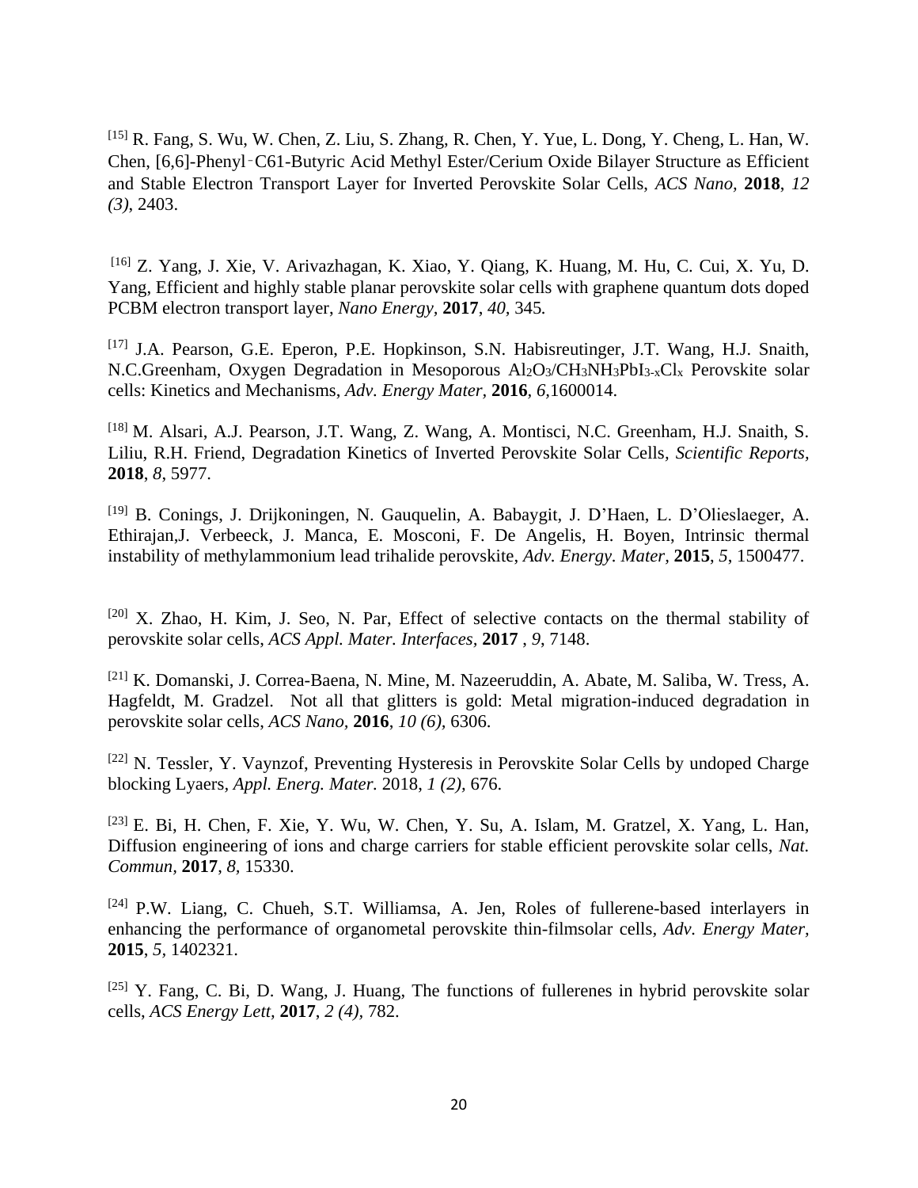[15] R. Fang, S. Wu, W. Chen, Z. Liu, S. Zhang, R. Chen, Y. Yue, L. Dong, Y. Cheng, L. Han, W. Chen, [6,6]-Phenyl-C61-Butyric Acid Methyl Ester/Cerium Oxide Bilayer Structure as Efficient and Stable Electron Transport Layer for Inverted Perovskite Solar Cells, *ACS Nano*, **2018**, *12 (3)*, 2403.

[16] Z. Yang, J. Xie, V. Arivazhagan, K. Xiao, Y. Qiang, K. Huang, M. Hu, C. Cui, X. Yu, D. Yang, Efficient and highly stable planar perovskite solar cells with graphene quantum dots doped PCBM electron transport layer, *Nano Energy*, **2017**, *40*, 345.

[17] J.A. Pearson, G.E. Eperon, P.E. Hopkinson, S.N. Habisreutinger, J.T. Wang, H.J. Snaith, N.C.Greenham, Oxygen Degradation in Mesoporous $Al_2O_3/CH_3NH_3PbI_{3-x}Cl_x$ Perovskite solar cells: Kinetics and Mechanisms, *Adv. Energy Mater*, **2016**, *6*,1600014.

[18] M. Alsari, A.J. Pearson, J.T. Wang, Z. Wang, A. Montisci, N.C. Greenham, H.J. Snaith, S. Liliu, R.H. Friend, Degradation Kinetics of Inverted Perovskite Solar Cells, *Scientific Reports*, **2018**, *8*, 5977.

[19] B. Conings, J. Drijkoningen, N. Gauquelin, A. Babaygit, J. D'Haen, L. D'Olieslaeger, A. Ethirajan,J. Verbeeck, J. Manca, E. Mosconi, F. De Angelis, H. Boyen, Intrinsic thermal instability of methylammonium lead trihalide perovskite, *Adv. Energy. Mater*, **2015**, *5*, 1500477.

[20] X. Zhao, H. Kim, J. Seo, N. Par, Effect of selective contacts on the thermal stability of perovskite solar cells, *ACS Appl. Mater. Interfaces*, **2017** , *9*, 7148.

[21] K. Domanski, J. Correa-Baena, N. Mine, M. Nazeeruddin, A. Abate, M. Saliba, W. Tress, A. Hagfeldt, M. Gradzel. Not all that glitters is gold: Metal migration-induced degradation in perovskite solar cells, *ACS Nano*, **2016**, *10 (6)*, 6306.

[22] N. Tessler, Y. Vaynzof, Preventing Hysteresis in Perovskite Solar Cells by undoped Charge blocking Lyaers, *Appl. Energ. Mater.* 2018, *1 (2)*, 676.

[23] E. Bi, H. Chen, F. Xie, Y. Wu, W. Chen, Y. Su, A. Islam, M. Gratzel, X. Yang, L. Han, Diffusion engineering of ions and charge carriers for stable efficient perovskite solar cells, *Nat. Commun*, **2017**, *8*, 15330.

[24] P.W. Liang, C. Chueh, S.T. Williamsa, A. Jen, Roles of fullerene-based interlayers in enhancing the performance of organometal perovskite thin-filmsolar cells, *Adv. Energy Mater*, **2015**, *5*, 1402321.

[25] Y. Fang, C. Bi, D. Wang, J. Huang, The functions of fullerenes in hybrid perovskite solar cells, *ACS Energy Lett*, **2017**, *2 (4)*, 782.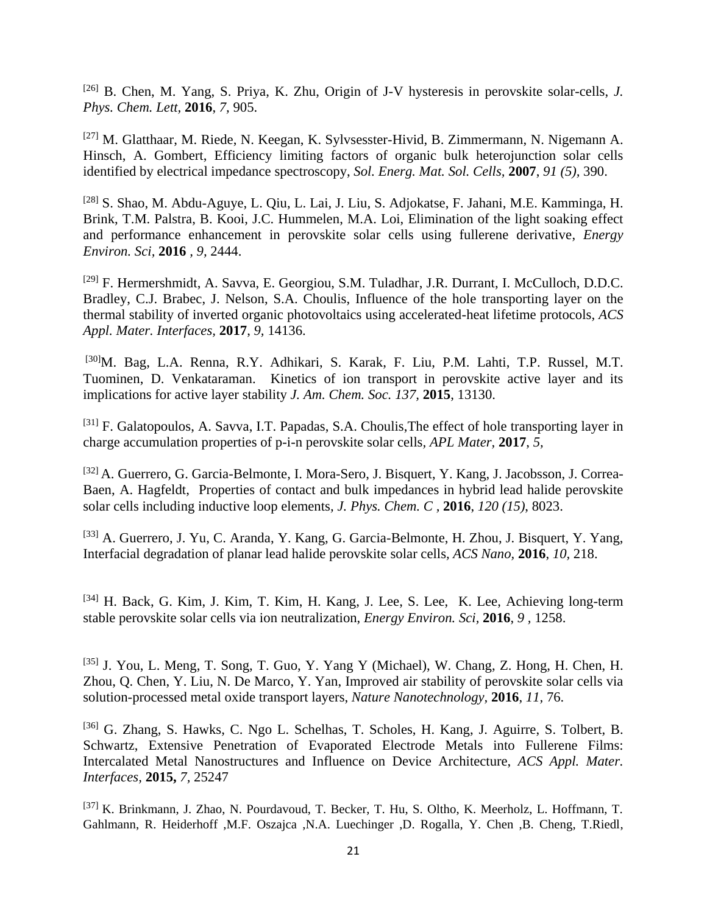[26] B. Chen, M. Yang, S. Priya, K. Zhu, Origin of J-V hysteresis in perovskite solar-cells, *J. Phys. Chem. Lett,* **2016**, *7,* 905.

[27] M. Glatthaar, M. Riede, N. Keegan, K. Sylvsesster-Hivid, B. Zimmermann, N. Nigemann A. Hinsch, A. Gombert, Efficiency limiting factors of organic bulk heterojunction solar cells identified by electrical impedance spectroscopy, *Sol. Energ. Mat. Sol. Cells*, **2007**, *91 (5),* 390.

[28] S. Shao, M. Abdu-Aguye, L. Qiu, L. Lai, J. Liu, S. Adjokatse, F. Jahani, M.E. Kamminga, H. Brink, T.M. Palstra, B. Kooi, J.C. Hummelen, M.A. Loi, Elimination of the light soaking effect and performance enhancement in perovskite solar cells using fullerene derivative, *Energy Environ. Sci,* **2016** , *9,* 2444.

[29] F. Hermershmidt, A. Savva, E. Georgiou, S.M. Tuladhar, J.R. Durrant, I. McCulloch, D.D.C. Bradley, C.J. Brabec, J. Nelson, S.A. Choulis, Influence of the hole transporting layer on the thermal stability of inverted organic photovoltaics using accelerated-heat lifetime protocols*, ACS Appl. Mater. Interfaces,* **2017**, *9,* 14136.

[30]M. Bag, L.A. Renna, R.Y. Adhikari, S. Karak, F. Liu, P.M. Lahti, T.P. Russel, M.T. Tuominen, D. Venkataraman. Kinetics of ion transport in perovskite active layer and its implications for active layer stability *J. Am. Chem. Soc. 137,* **2015**, 13130.

[31] F. Galatopoulos, A. Savva, I.T. Papadas, S.A. Choulis,The effect of hole transporting layer in charge accumulation properties of p-i-n perovskite solar cells, *APL Mater,* **2017**, *5,*

[32] A. Guerrero, G. Garcia-Belmonte, I. Mora-Sero, J. Bisquert, Y. Kang, J. Jacobsson, J. Correa-Baen, A. Hagfeldt, Properties of contact and bulk impedances in hybrid lead halide perovskite solar cells including inductive loop elements*, J. Phys. Chem. C ,* **2016**, *120 (15),* 8023.

[33] A. Guerrero, J. Yu, C. Aranda, Y. Kang, G. Garcia-Belmonte, H. Zhou, J. Bisquert, Y. Yang, Interfacial degradation of planar lead halide perovskite solar cells*, ACS Nano,* **2016**, *10,* 218.

[34] H. Back, G. Kim, J. Kim, T. Kim, H. Kang, J. Lee, S. Lee, K. Lee, Achieving long-term stable perovskite solar cells via ion neutralization, *Energy Environ. Sci,* **2016**, *9* , 1258.

[35] J. You, L. Meng, T. Song, T. Guo, Y. Yang Y (Michael), W. Chang, Z. Hong, H. Chen, H. Zhou, Q. Chen, Y. Liu, N. De Marco, Y. Yan, Improved air stability of perovskite solar cells via solution-processed metal oxide transport layers, *Nature Nanotechnology,* **2016**, *11,* 76.

[36] G. Zhang, S. Hawks, C. Ngo L. Schelhas, T. Scholes, H. Kang, J. Aguirre, S. Tolbert, B. Schwartz, Extensive Penetration of Evaporated Electrode Metals into Fullerene Films: Intercalated Metal Nanostructures and Influence on Device Architecture, *ACS Appl. Mater. Interfaces,* **2015,** *7,* 25247

[37] K. Brinkmann, J. Zhao, N. Pourdavoud, T. Becker, T. Hu, S. Oltho, K. Meerholz, L. Hoffmann, T. Gahlmann, R. Heiderhoff ,M.F. Oszajca ,N.A. Luechinger ,D. Rogalla, Y. Chen ,B. Cheng, T.Riedl,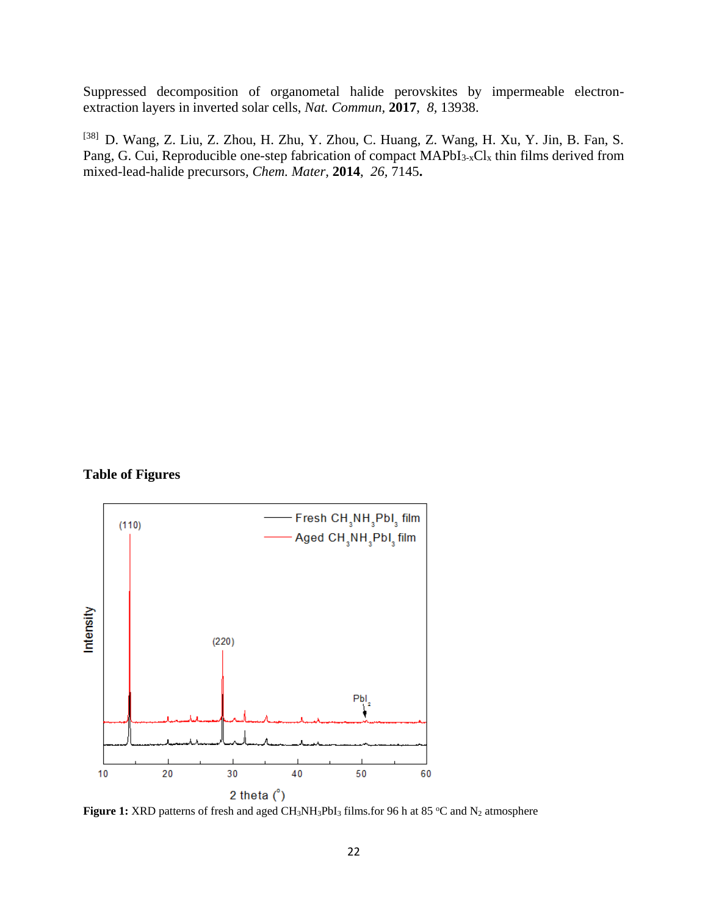Suppressed decomposition of organometal halide perovskites by impermeable electron-extraction layers in inverted solar cells, *Nat. Commun*, **2017**, *8*, 13938.

[38] D. Wang, Z. Liu, Z. Zhou, H. Zhu, Y. Zhou, C. Huang, Z. Wang, H. Xu, Y. Jin, B. Fan, S. Pang, G. Cui, Reproducible one-step fabrication of compact $MAPbI_{3-x}Cl_x$ thin films derived from mixed-lead-halide precursors, *Chem. Mater*, **2014**, *26*, 7145**.**

**Table of Figures**

**Figure 1:** XRD patterns of fresh and aged $CH_3NH_3PbI_3$ films.for 96 h at 85 °C and $N_2$ atmosphere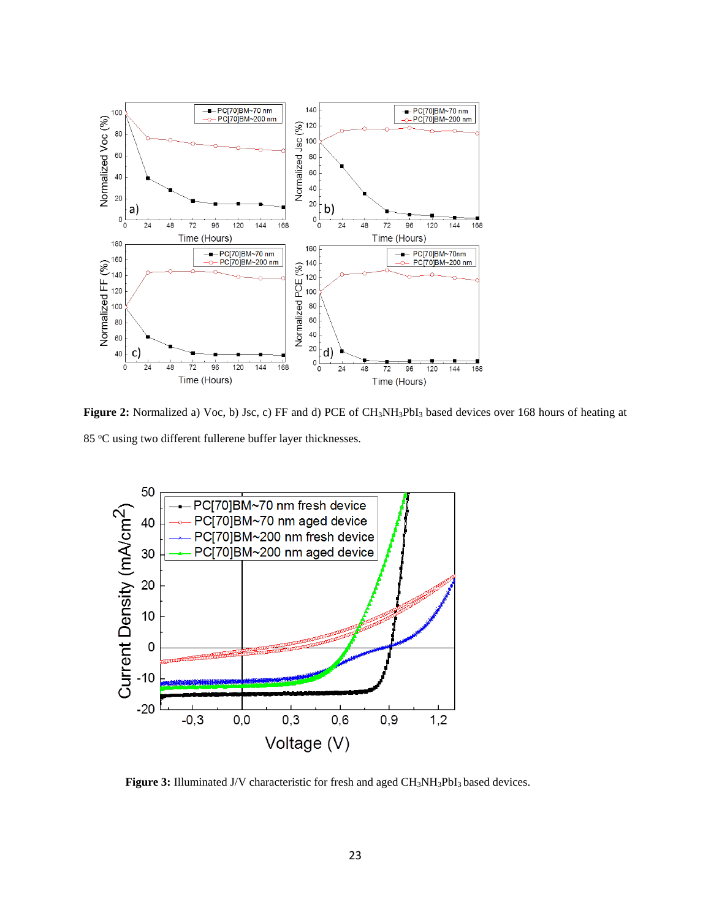**Figure 2:** Normalized a) Voc, b) Jsc, c) FF and d) PCE of $CH_3NH_3PbI_3$ based devices over 168 hours of heating at 85 $^oC$ using two different fullerene buffer layer thicknesses.

**Figure 3:** Illuminated J/V characteristic for fresh and aged $CH_3NH_3PbI_3$ based devices.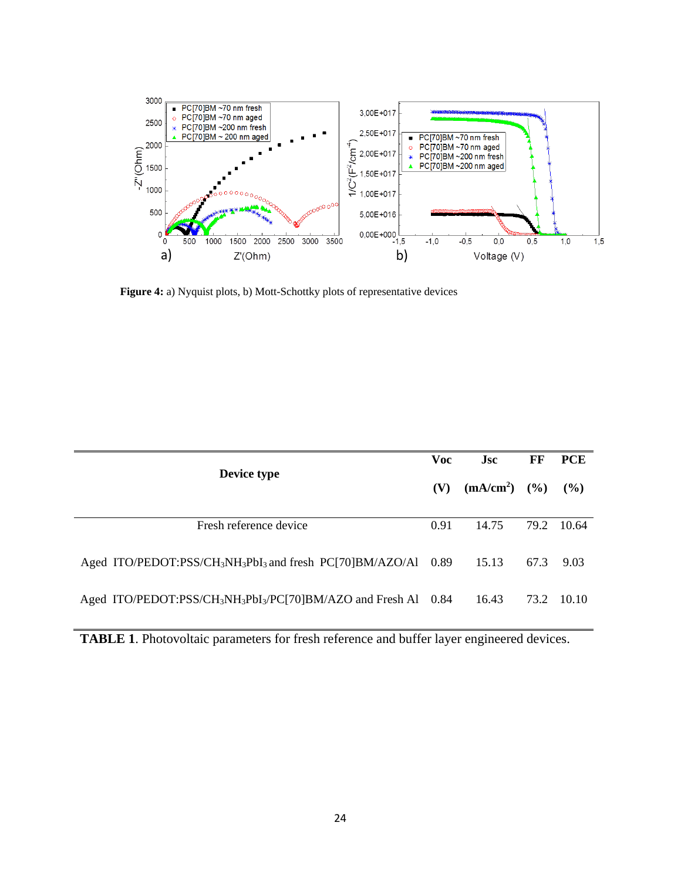**Figure 4:** a) Nyquist plots, b) Mott-Schottky plots of representative devices

| Device type | Voc (V) | Jsc ($mA/cm^2$) | FF (%) | PCE (%) |
|---|---|---|---|---|
| Fresh reference device | 0.91 | 14.75 | 79.2 | 10.64 |
| Aged ITO/PEDOT:PSS/$CH_3NH_3PbI_3$ and fresh PC[70]BM/AZO/Al | 0.89 | 15.13 | 67.3 | 9.03 |
| Aged ITO/PEDOT:PSS/$CH_3NH_3PbI_3$/PC[70]BM/AZO and Fresh Al | 0.84 | 16.43 | 73.2 | 10.10 |

**TABLE 1**. Photovoltaic parameters for fresh reference and buffer layer engineered devices.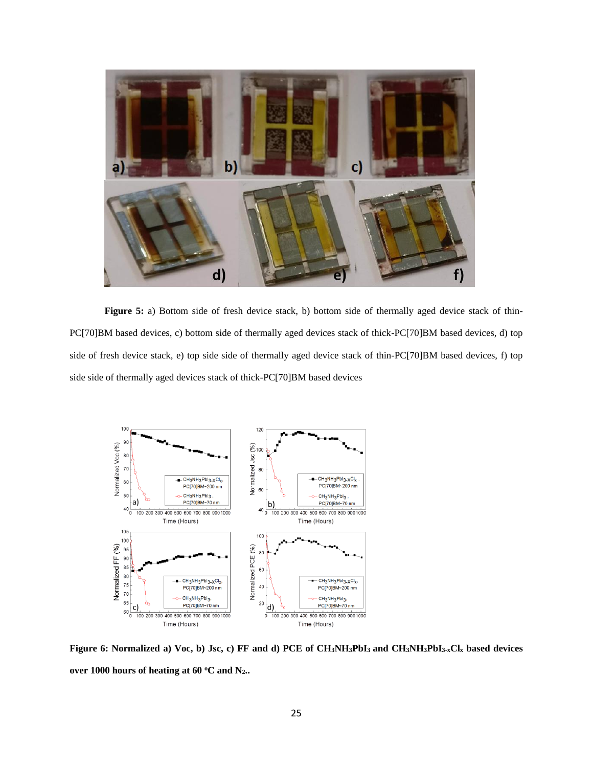**Figure 5:** a) Bottom side of fresh device stack, b) bottom side of thermally aged device stack of thin-PC[70]BM based devices, c) bottom side of thermally aged devices stack of thick-PC[70]BM based devices, d) top side of fresh device stack, e) top side side of thermally aged device stack of thin-PC[70]BM based devices, f) top side side of thermally aged devices stack of thick-PC[70]BM based devices

**Figure 6: Normalized a) Voc, b) Jsc, c) FF and d) PCE of $CH_3NH_3PbI_3$ and $CH_3NH_3PbI_{3-x}Cl_x$ based devices over 1000 hours of heating at 60 °C and $N_2$..**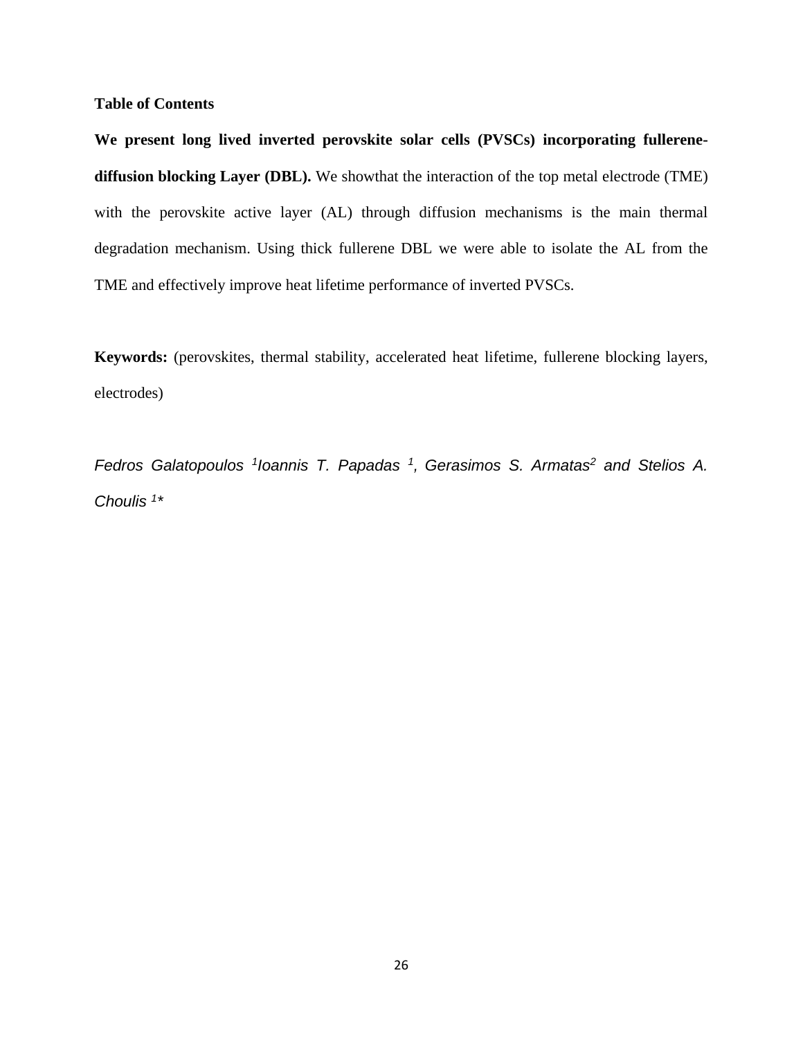**Table of Contents**

**We present long lived inverted perovskite solar cells (PVSCs) incorporating fullerene-diffusion blocking Layer (DBL).** We showthat the interaction of the top metal electrode (TME) with the perovskite active layer (AL) through diffusion mechanisms is the main thermal degradation mechanism. Using thick fullerene DBL we were able to isolate the AL from the TME and effectively improve heat lifetime performance of inverted PVSCs.

**Keywords:** (perovskites, thermal stability, accelerated heat lifetime, fullerene blocking layers, electrodes)

*Fedros Galatopoulos [1]Ioannis T. Papadas [1], Gerasimos S. Armatas[2] and Stelios A. Choulis [1]**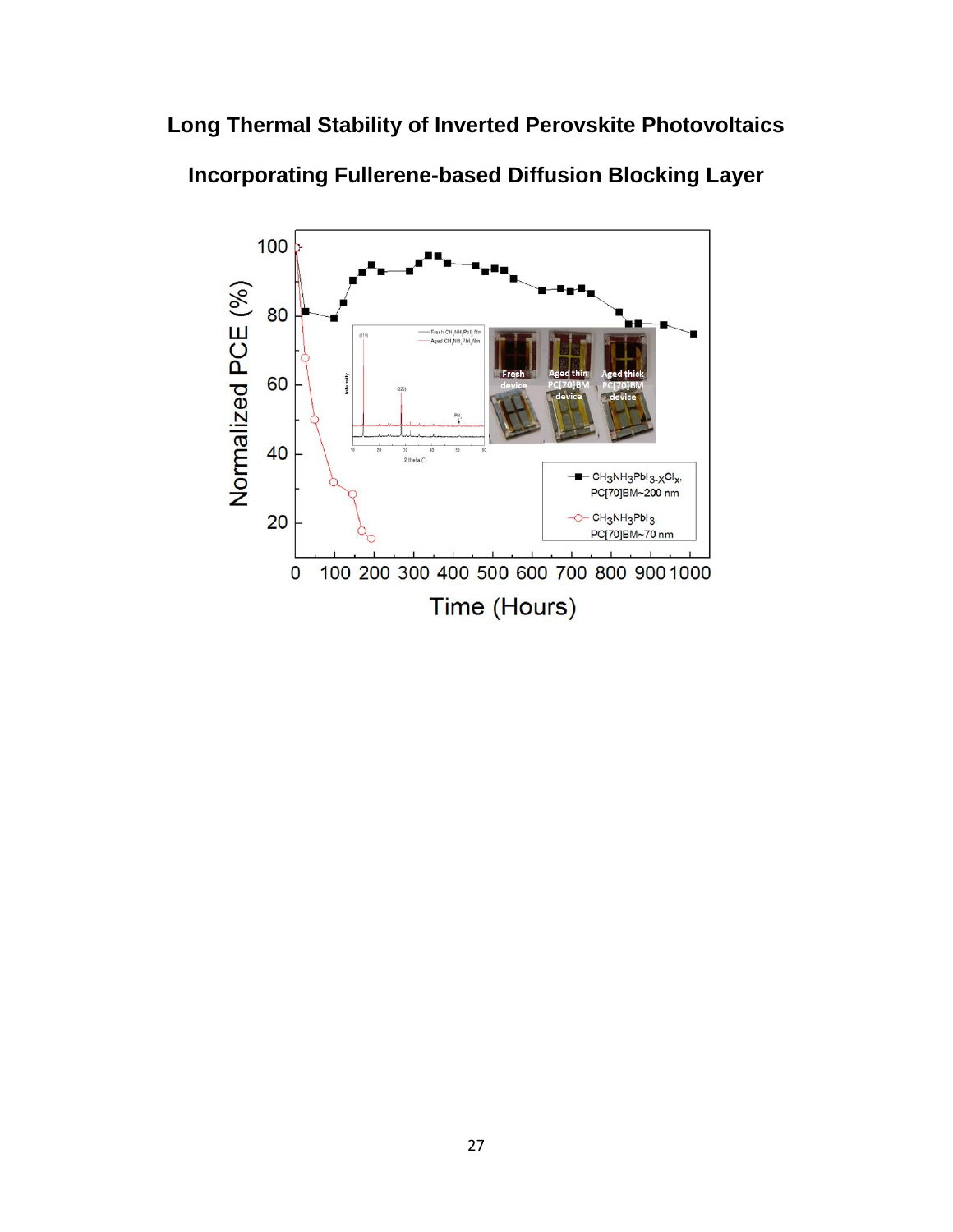**Long Thermal Stability of Inverted Perovskite Photovoltaics Incorporating Fullerene-based Diffusion Blocking Layer**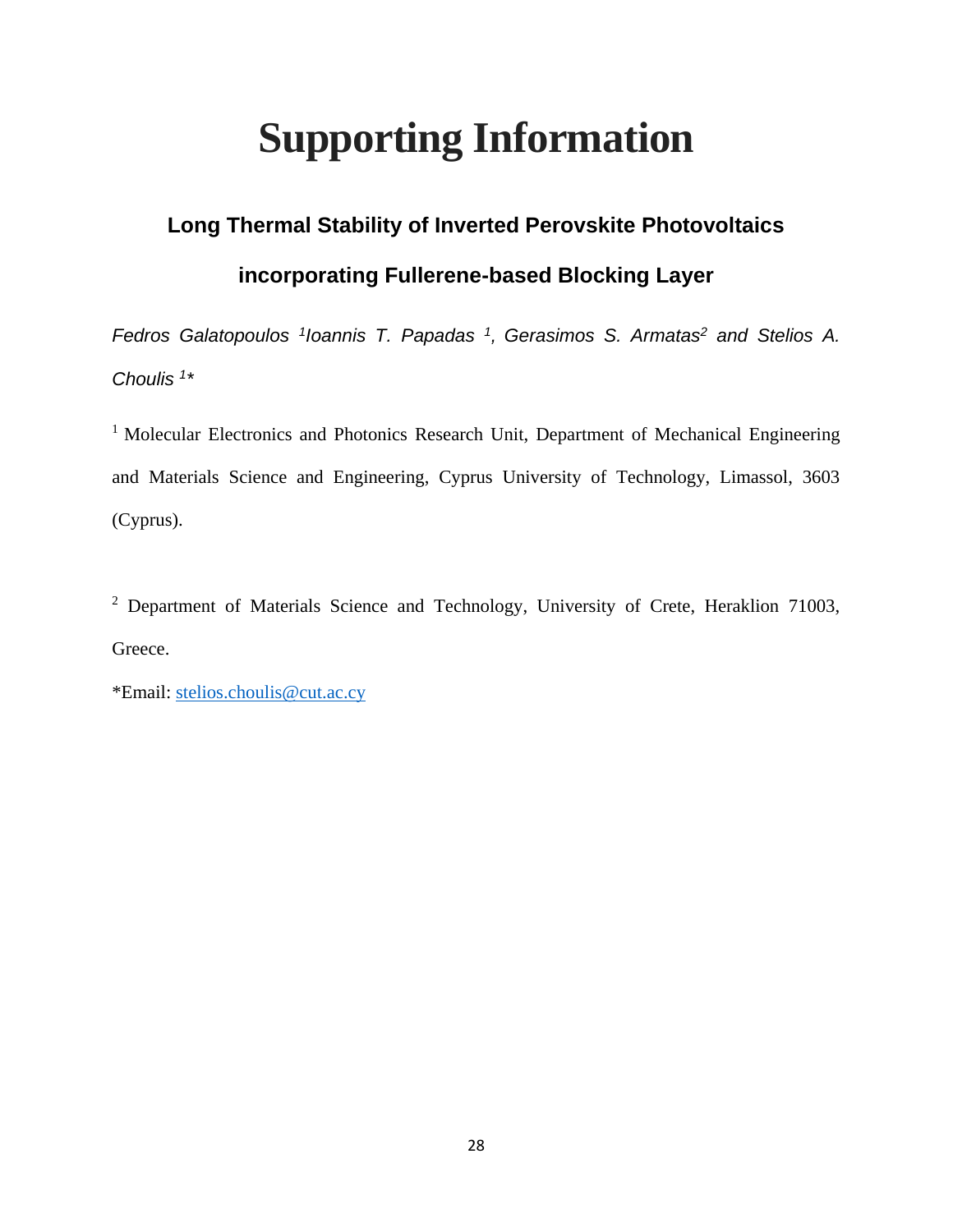# Supporting Information

## Long Thermal Stability of Inverted Perovskite Photovoltaics incorporating Fullerene-based Blocking Layer

*Fedros Galatopoulos [1]Ioannis T. Papadas [1], Gerasimos S. Armatas[2] and Stelios A. Choulis [1]**

[1] Molecular Electronics and Photonics Research Unit, Department of Mechanical Engineering and Materials Science and Engineering, Cyprus University of Technology, Limassol, 3603 (Cyprus).

[2] Department of Materials Science and Technology, University of Crete, Heraklion 71003, Greece.

*Email: stelios.choulis@cut.ac.cy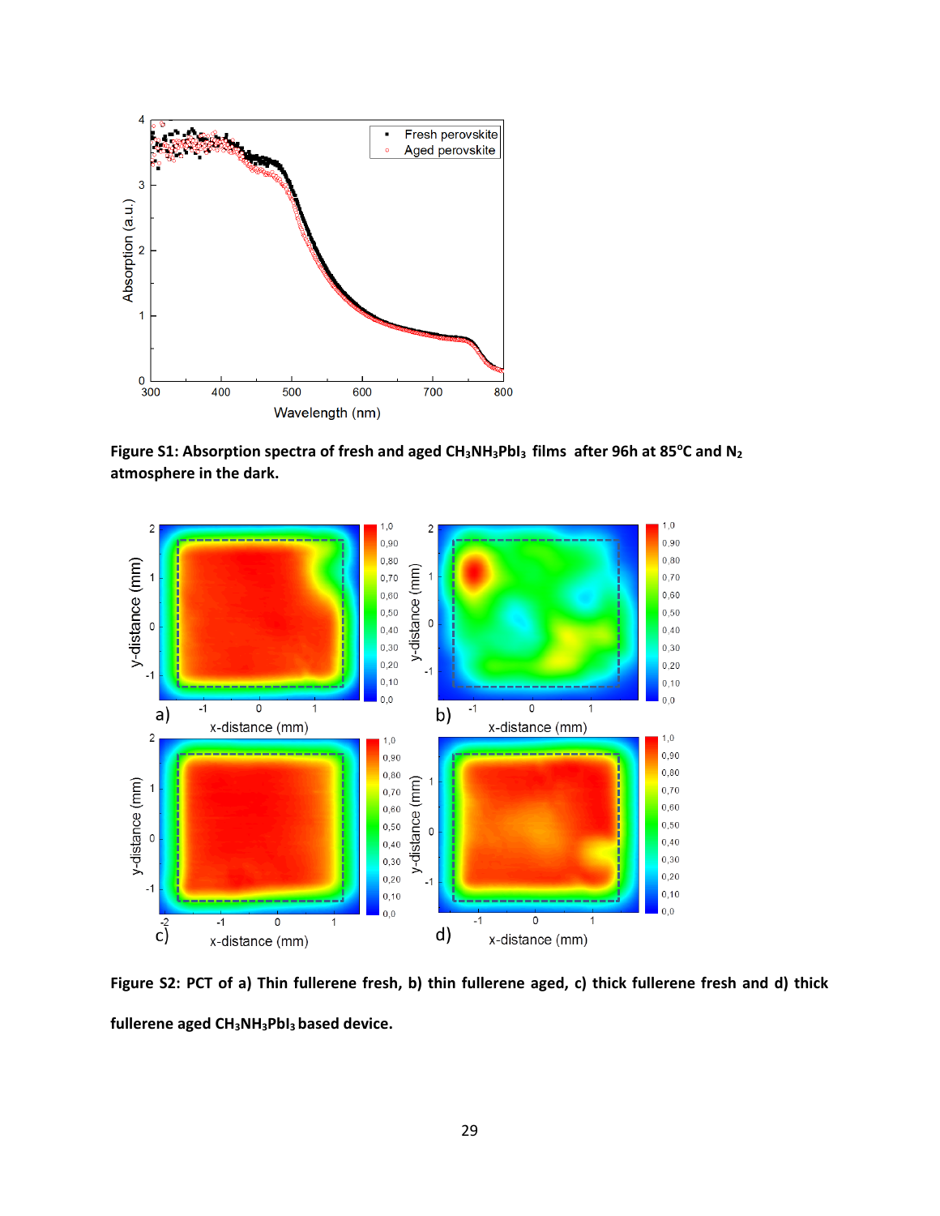**Figure S1: Absorption spectra of fresh and aged $CH_3NH_3PbI_3$ films after 96h at 85°C and $N_2$ atmosphere in the dark.**

**Figure S2: PCT of a) Thin fullerene fresh, b) thin fullerene aged, c) thick fullerene fresh and d) thick fullerene aged $CH_3NH_3PbI_3$ based device.**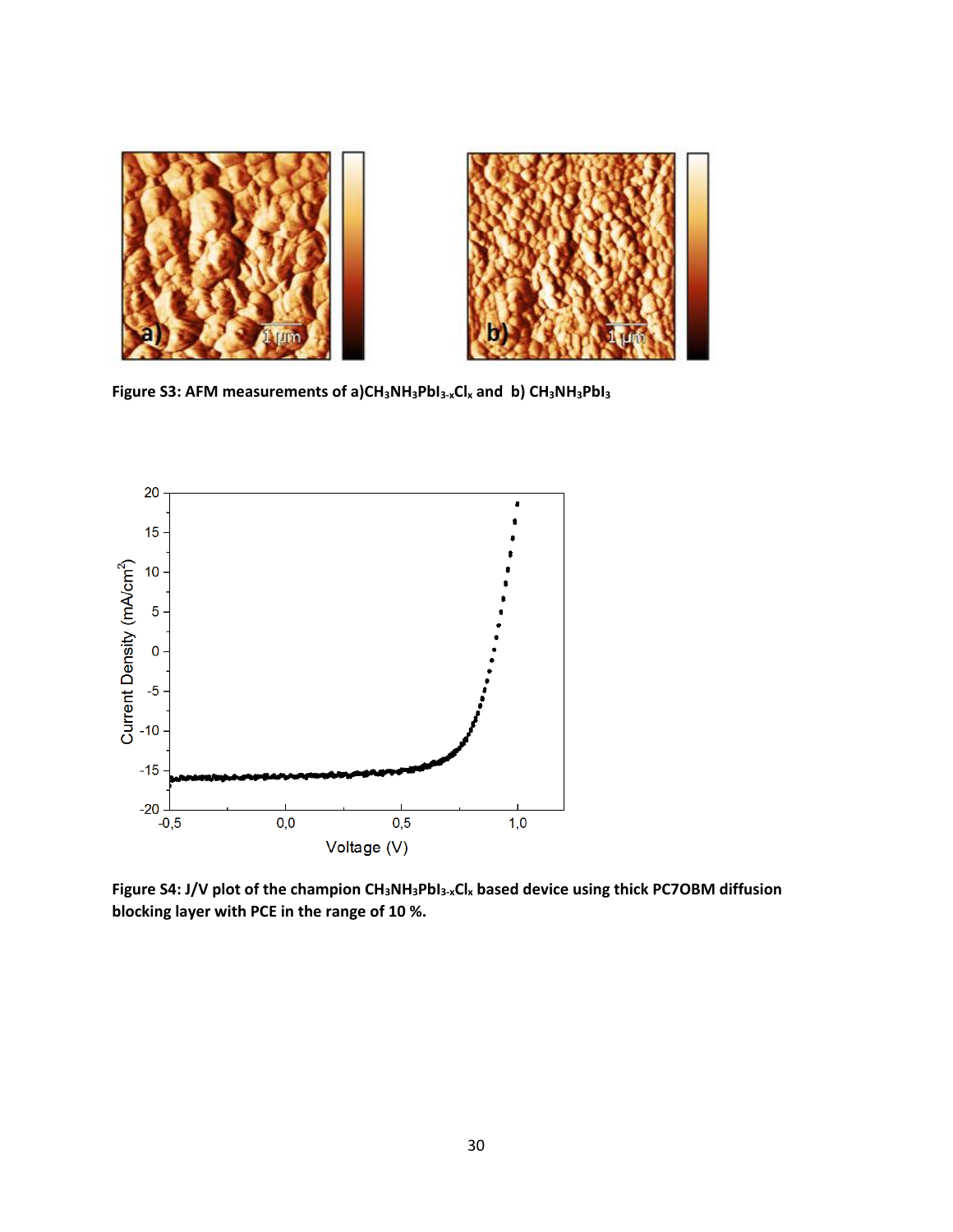a)

1 µm

b)

1 µm

**Figure S3: AFM measurements of a)$CH_3NH_3PbI_{3-x}Cl_x$ and b) $CH_3NH_3PbI_3$**

Current Density (mA/cm$^2$)

20

15

10

5

0

-5

-10

-15

-20

-0,5

0,0

0,5

1,0

Voltage (V)

**Figure S4: J/V plot of the champion $CH_3NH_3PbI_{3-x}Cl_x$ based device using thick PC7OBM diffusion blocking layer with PCE in the range of 10 %.**